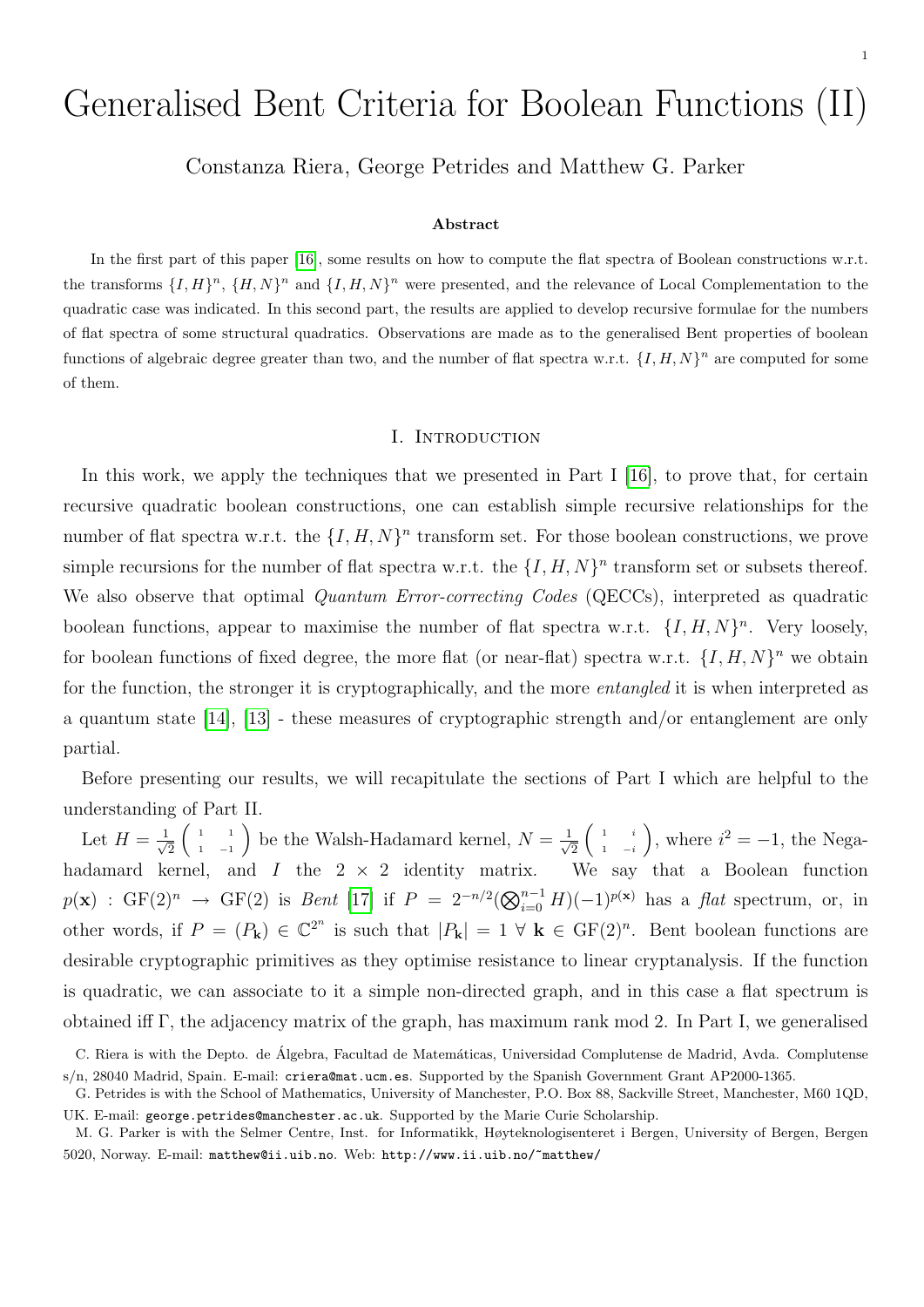# Generalised Bent Criteria for Boolean Functions (II)

Constanza Riera, George Petrides and Matthew G. Parker

### Abstract

In the first part of this paper [16], some results on how to compute the flat spectra of Boolean constructions w.r.t. the transforms $\{I, H\}^n$, $\{H, N\}^n$ and $\{I, H, N\}^n$ were presented, and the relevance of Local Complementation to the quadratic case was indicated. In this second part, the results are applied to develop recursive formulae for the numbers of flat spectra of some structural quadratics. Observations are made as to the generalised Bent properties of boolean functions of algebraic degree greater than two, and the number of flat spectra w.r.t. $\{I, H, N\}^n$ are computed for some of them.

## I. Introduction

In this work, we apply the techniques that we presented in Part I [16], to prove that, for certain recursive quadratic boolean constructions, one can establish simple recursive relationships for the number of flat spectra w.r.t. the $\{I, H, N\}^n$ transform set. For those boolean constructions, we prove simple recursions for the number of flat spectra w.r.t. the $\{I, H, N\}^n$ transform set or subsets thereof. We also observe that optimal *Quantum Error-correcting Codes* (QECCs), interpreted as quadratic boolean functions, appear to maximise the number of flat spectra w.r.t. $\{I, H, N\}^n$. Very loosely, for boolean functions of fixed degree, the more flat (or near-flat) spectra w.r.t. $\{I, H, N\}^n$ we obtain for the function, the stronger it is cryptographically, and the more *entangled* it is when interpreted as a quantum state [14], [13] - these measures of cryptographic strength and/or entanglement are only partial.

Before presenting our results, we will recapitulate the sections of Part I which are helpful to the understanding of Part II.

Let $H = \frac{1}{\sqrt{2}}\begin{pmatrix} 1 & 1 \\ 1 & -1 \end{pmatrix}$ be the Walsh-Hadamard kernel, $N = \frac{1}{\sqrt{2}}\begin{pmatrix} 1 & i \\ 1 & -i \end{pmatrix}$, where $i^2 = -1$, the Nega-hadamard kernel, and $I$ the $2 \times 2$ identity matrix. We say that a Boolean function $p(\mathbf{x}) : \mathrm{GF}(2)^n \rightarrow \mathrm{GF}(2)$ is *Bent* [17] if $P = 2^{-n/2}(\bigotimes_{i=0}^{n-1} H)(-1)^{p(\mathbf{x})}$ has a *flat* spectrum, or, in other words, if $P = (P_{\mathbf{k}}) \in \mathbb{C}^{2^n}$ is such that $|P_{\mathbf{k}}| = 1 \ \forall \ \mathbf{k} \in \mathrm{GF}(2)^n$. Bent boolean functions are desirable cryptographic primitives as they optimise resistance to linear cryptanalysis. If the function is quadratic, we can associate to it a simple non-directed graph, and in this case a flat spectrum is obtained iff $\Gamma$, the adjacency matrix of the graph, has maximum rank mod 2. In Part I, we generalised

C. Riera is with the Depto. de Álgebra, Facultad de Matemáticas, Universidad Complutense de Madrid, Avda. Complutense s/n, 28040 Madrid, Spain. E-mail: criera@mat.ucm.es. Supported by the Spanish Government Grant AP2000-1365.

G. Petrides is with the School of Mathematics, University of Manchester, P.O. Box 88, Sackville Street, Manchester, M60 1QD, UK. E-mail: george.petrides@manchester.ac.uk. Supported by the Marie Curie Scholarship.

M. G. Parker is with the Selmer Centre, Inst. for Informatikk, Høyteknologisenteret i Bergen, University of Bergen, Bergen 5020, Norway. E-mail: matthew@ii.uib.no. Web: http://www.ii.uib.no/~matthew/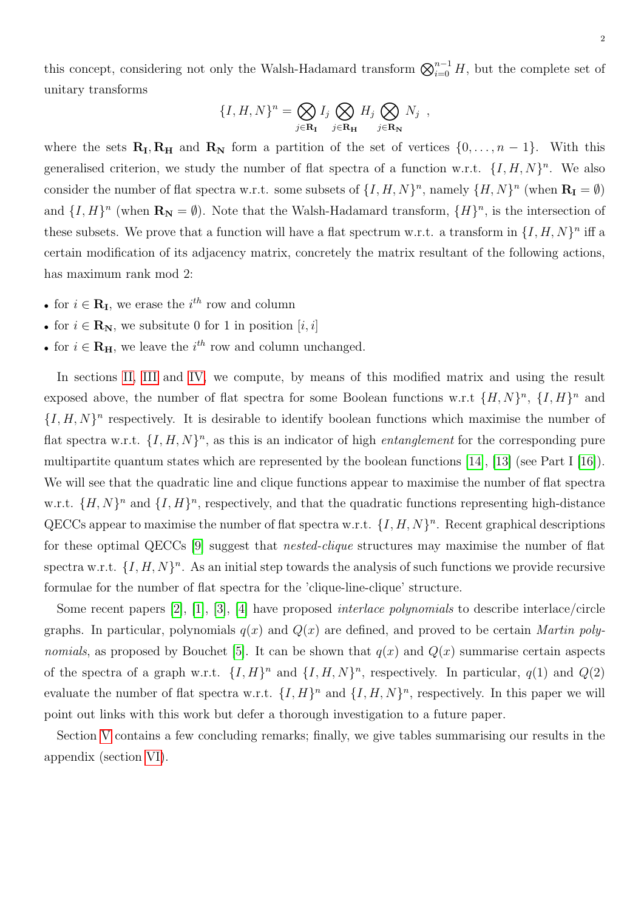this concept, considering not only the Walsh-Hadamard transform $\bigotimes_{i=0}^{n-1} H$, but the complete set of unitary transforms

$$\{I, H, N\}^n = \bigotimes_{j \in \mathbf{R_I}} I_j \bigotimes_{j \in \mathbf{R_H}} H_j \bigotimes_{j \in \mathbf{R_N}} N_j \ ,$$

where the sets $\mathbf{R_I}, \mathbf{R_H}$ and $\mathbf{R_N}$ form a partition of the set of vertices $\{0, \ldots, n-1\}$. With this generalised criterion, we study the number of flat spectra of a function w.r.t. $\{I, H, N\}^n$. We also consider the number of flat spectra w.r.t. some subsets of $\{I, H, N\}^n$, namely $\{H, N\}^n$ (when $\mathbf{R_I} = \emptyset$) and $\{I, H\}^n$ (when $\mathbf{R_N} = \emptyset$). Note that the Walsh-Hadamard transform, $\{H\}^n$, is the intersection of these subsets. We prove that a function will have a flat spectrum w.r.t. a transform in $\{I, H, N\}^n$ iff a certain modification of its adjacency matrix, concretely the matrix resultant of the following actions, has maximum rank mod 2:

- for $i \in \mathbf{R_I}$, we erase the $i^{th}$ row and column
- for $i \in \mathbf{R_N}$, we subsitute 0 for 1 in position $[i, i]$
- for $i \in \mathbf{R_H}$, we leave the $i^{th}$ row and column unchanged.

In sections II, III and IV, we compute, by means of this modified matrix and using the result exposed above, the number of flat spectra for some Boolean functions w.r.t $\{H, N\}^n$, $\{I, H\}^n$ and $\{I, H, N\}^n$ respectively. It is desirable to identify boolean functions which maximise the number of flat spectra w.r.t. $\{I, H, N\}^n$, as this is an indicator of high *entanglement* for the corresponding pure multipartite quantum states which are represented by the boolean functions [14], [13] (see Part I [16]). We will see that the quadratic line and clique functions appear to maximise the number of flat spectra w.r.t. $\{H, N\}^n$ and $\{I, H\}^n$, respectively, and that the quadratic functions representing high-distance QECCs appear to maximise the number of flat spectra w.r.t. $\{I, H, N\}^n$. Recent graphical descriptions for these optimal QECCs [9] suggest that *nested-clique* structures may maximise the number of flat spectra w.r.t. $\{I, H, N\}^n$. As an initial step towards the analysis of such functions we provide recursive formulae for the number of flat spectra for the 'clique-line-clique' structure.

Some recent papers [2], [1], [3], [4] have proposed *interlace polynomials* to describe interlace/circle graphs. In particular, polynomials $q(x)$ and $Q(x)$ are defined, and proved to be certain *Martin polynomials*, as proposed by Bouchet [5]. It can be shown that $q(x)$ and $Q(x)$ summarise certain aspects of the spectra of a graph w.r.t. $\{I, H\}^n$ and $\{I, H, N\}^n$, respectively. In particular, $q(1)$ and $Q(2)$ evaluate the number of flat spectra w.r.t. $\{I, H\}^n$ and $\{I, H, N\}^n$, respectively. In this paper we will point out links with this work but defer a thorough investigation to a future paper.

Section V contains a few concluding remarks; finally, we give tables summarising our results in the appendix (section VI).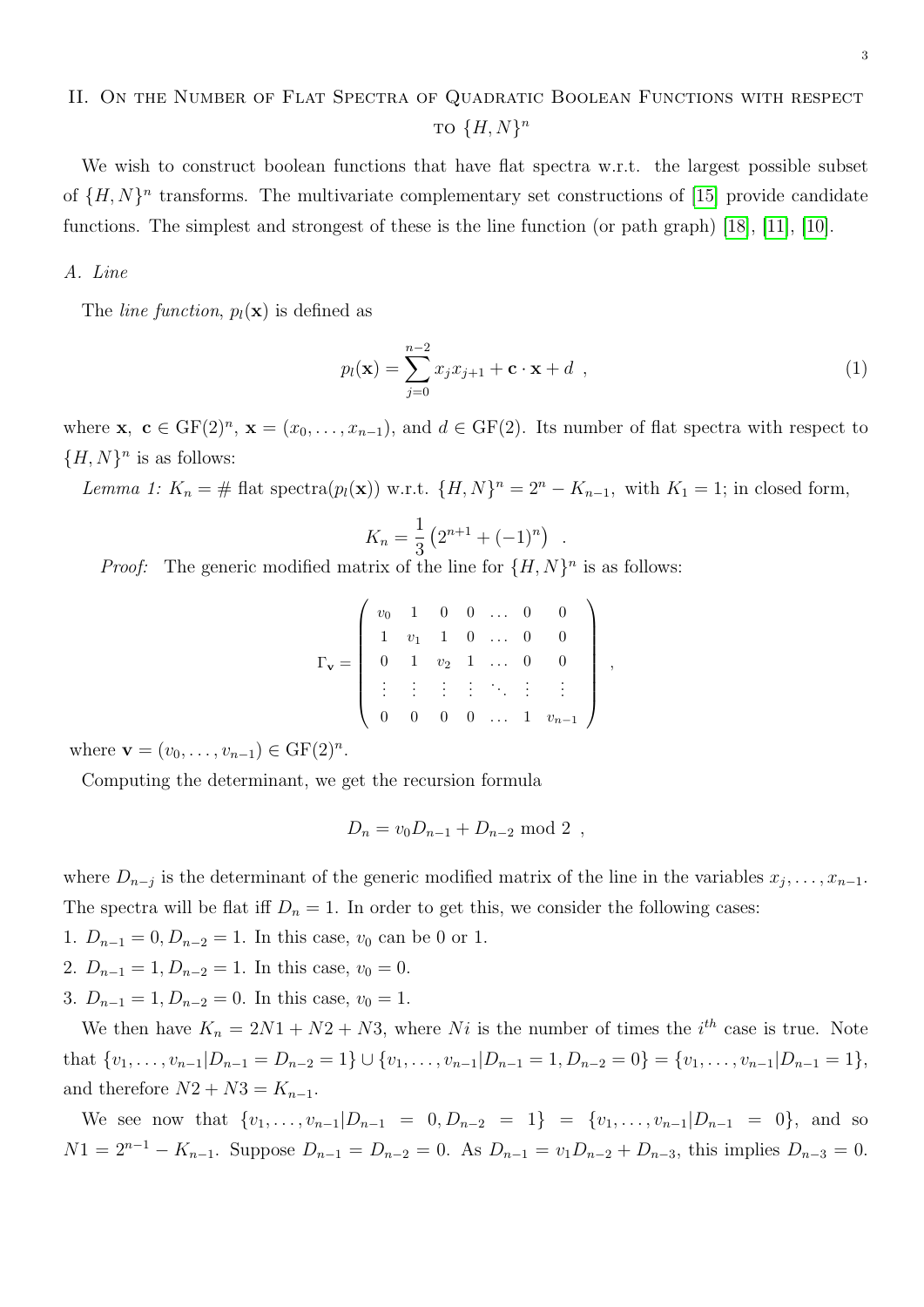## II. On the Number of Flat Spectra of Quadratic Boolean Functions with respect to $\{H, N\}^n$

We wish to construct boolean functions that have flat spectra w.r.t. the largest possible subset of $\{H, N\}^n$ transforms. The multivariate complementary set constructions of [15] provide candidate functions. The simplest and strongest of these is the line function (or path graph) [18], [11], [10].

### A. Line

The *line function*, $p_l(\mathbf{x})$ is defined as

$$p_l(\mathbf{x}) = \sum_{j=0}^{n-2} x_j x_{j+1} + \mathbf{c} \cdot \mathbf{x} + d \ , \tag{1}$$

where $\mathbf{x}, \ \mathbf{c} \in \mathrm{GF}(2)^n$, $\mathbf{x} = (x_0, \ldots, x_{n-1})$, and $d \in \mathrm{GF}(2)$. Its number of flat spectra with respect to $\{H, N\}^n$ is as follows:

*Lemma 1:* $K_n = \#$ flat spectra$(p_l(\mathbf{x}))$ w.r.t. $\{H, N\}^n = 2^n - K_{n-1}$, with $K_1 = 1$; in closed form,

$$K_n = \frac{1}{3}\left(2^{n+1} + (-1)^n\right) \ .$$

*Proof:* The generic modified matrix of the line for $\{H, N\}^n$ is as follows:

$$\Gamma_{\mathbf{v}} = \begin{pmatrix} v_0 & 1 & 0 & 0 & \ldots & 0 & 0 \\ 1 & v_1 & 1 & 0 & \ldots & 0 & 0 \\ 0 & 1 & v_2 & 1 & \ldots & 0 & 0 \\ \vdots & \vdots & \vdots & \vdots & \ddots & \vdots & \vdots \\ 0 & 0 & 0 & 0 & \ldots & 1 & v_{n-1} \end{pmatrix} \ ,$$

where $\mathbf{v} = (v_0, \ldots, v_{n-1}) \in \mathrm{GF}(2)^n$.

Computing the determinant, we get the recursion formula

$$D_n = v_0 D_{n-1} + D_{n-2} \bmod 2 \ ,$$

where $D_{n-j}$ is the determinant of the generic modified matrix of the line in the variables $x_j, \ldots, x_{n-1}$. The spectra will be flat iff $D_n = 1$. In order to get this, we consider the following cases:

1. $D_{n-1} = 0, D_{n-2} = 1$. In this case, $v_0$ can be 0 or 1.
2. $D_{n-1} = 1, D_{n-2} = 1$. In this case, $v_0 = 0$.
3. $D_{n-1} = 1, D_{n-2} = 0$. In this case, $v_0 = 1$.

We then have $K_n = 2N1 + N2 + N3$, where $Ni$ is the number of times the $i^{th}$ case is true. Note that $\{v_1, \ldots, v_{n-1} | D_{n-1} = D_{n-2} = 1\} \cup \{v_1, \ldots, v_{n-1} | D_{n-1} = 1, D_{n-2} = 0\} = \{v_1, \ldots, v_{n-1} | D_{n-1} = 1\}$, and therefore $N2 + N3 = K_{n-1}$.

We see now that $\{v_1, \ldots, v_{n-1} | D_{n-1} = 0, D_{n-2} = 1\} = \{v_1, \ldots, v_{n-1} | D_{n-1} = 0\}$, and so $N1 = 2^{n-1} - K_{n-1}$. Suppose $D_{n-1} = D_{n-2} = 0$. As $D_{n-1} = v_1 D_{n-2} + D_{n-3}$, this implies $D_{n-3} = 0$.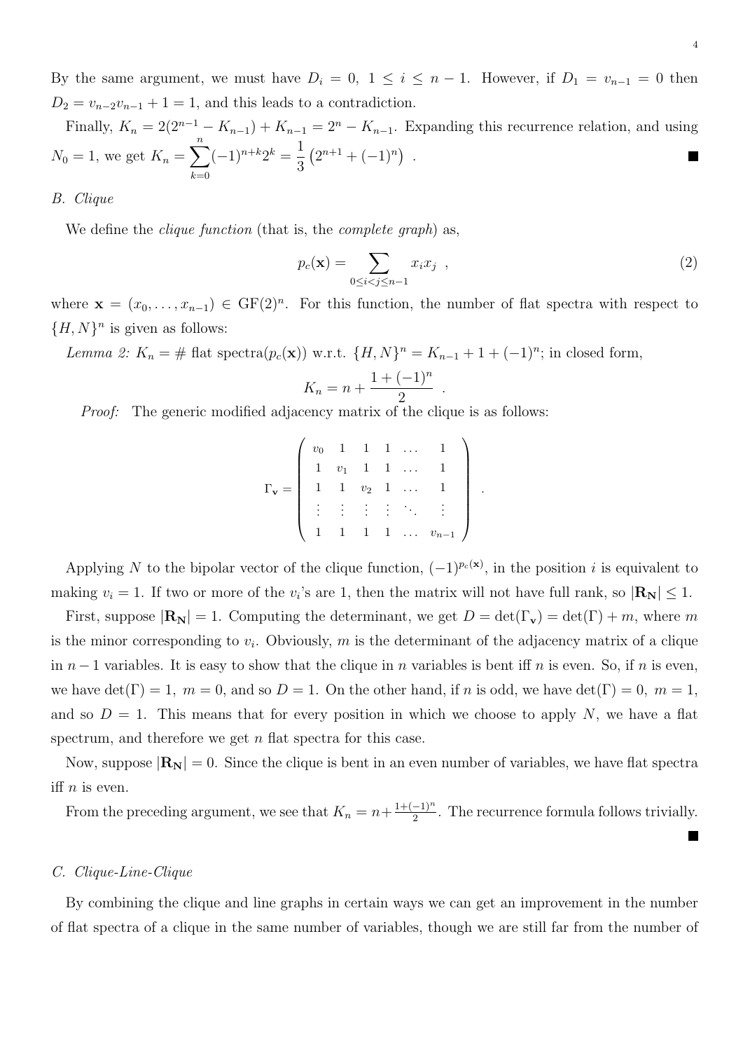By the same argument, we must have $D_i = 0,\ 1 \le i \le n-1$. However, if $D_1 = v_{n-1} = 0$ then $D_2 = v_{n-2}v_{n-1} + 1 = 1$, and this leads to a contradiction.

Finally, $K_n = 2(2^{n-1} - K_{n-1}) + K_{n-1} = 2^n - K_{n-1}$. Expanding this recurrence relation, and using $N_0 = 1$, we get $K_n = \sum_{k=0}^{n} (-1)^{n+k} 2^k = \frac{1}{3}\left(2^{n+1} + (-1)^n\right)$ . ■

### B. Clique

We define the *clique function* (that is, the *complete graph*) as,

$$p_c(\mathbf{x}) = \sum_{0 \le i < j \le n-1} x_i x_j \ , \tag{2}$$

where $\mathbf{x} = (x_0, \ldots, x_{n-1}) \in \mathrm{GF}(2)^n$. For this function, the number of flat spectra with respect to $\{H, N\}^n$ is given as follows:

*Lemma 2:* $K_n = \#$ flat spectra$(p_c(\mathbf{x}))$ w.r.t. $\{H, N\}^n = K_{n-1} + 1 + (-1)^n$; in closed form,

$$K_n = n + \frac{1 + (-1)^n}{2} \ .$$

*Proof:* The generic modified adjacency matrix of the clique is as follows:

$$\Gamma_{\mathbf{v}} = \begin{pmatrix} v_0 & 1 & 1 & 1 & \ldots & 1 \\ 1 & v_1 & 1 & 1 & \ldots & 1 \\ 1 & 1 & v_2 & 1 & \ldots & 1 \\ \vdots & \vdots & \vdots & \vdots & \ddots & \vdots \\ 1 & 1 & 1 & 1 & \ldots & v_{n-1} \end{pmatrix} .$$

Applying $N$ to the bipolar vector of the clique function, $(-1)^{p_c(\mathbf{x})}$, in the position $i$ is equivalent to making $v_i = 1$. If two or more of the $v_i$'s are 1, then the matrix will not have full rank, so $|\mathbf{R_N}| \le 1$.

First, suppose $|\mathbf{R_N}| = 1$. Computing the determinant, we get $D = \det(\Gamma_{\mathbf{v}}) = \det(\Gamma) + m$, where $m$ is the minor corresponding to $v_i$. Obviously, $m$ is the determinant of the adjacency matrix of a clique in $n-1$ variables. It is easy to show that the clique in $n$ variables is bent iff $n$ is even. So, if $n$ is even, we have $\det(\Gamma) = 1,\ m = 0$, and so $D = 1$. On the other hand, if $n$ is odd, we have $\det(\Gamma) = 0,\ m = 1$, and so $D = 1$. This means that for every position in which we choose to apply $N$, we have a flat spectrum, and therefore we get $n$ flat spectra for this case.

Now, suppose $|\mathbf{R_N}| = 0$. Since the clique is bent in an even number of variables, we have flat spectra iff $n$ is even.

From the preceding argument, we see that $K_n = n + \frac{1+(-1)^n}{2}$. The recurrence formula follows trivially. ■

### C. Clique-Line-Clique

By combining the clique and line graphs in certain ways we can get an improvement in the number of flat spectra of a clique in the same number of variables, though we are still far from the number of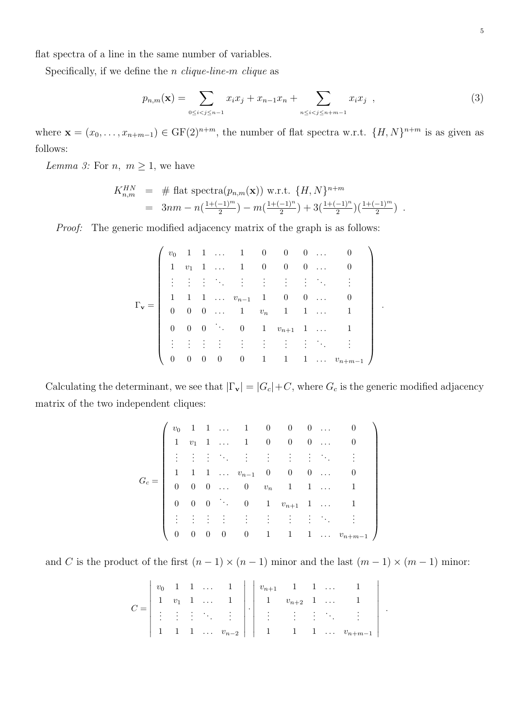flat spectra of a line in the same number of variables.

Specifically, if we define the $n$ *clique-line-$m$ clique* as

$$p_{n,m}(\mathbf{x}) = \sum_{0 \le i < j \le n-1} x_i x_j + x_{n-1}x_n + \sum_{n \le i < j \le n+m-1} x_i x_j \ , \tag{3}$$

where $\mathbf{x} = (x_0, \ldots, x_{n+m-1}) \in \mathrm{GF}(2)^{n+m}$, the number of flat spectra w.r.t. $\{H, N\}^{n+m}$ is as given as follows:

*Lemma 3:* For $n, \ m \geq 1$, we have

$$\begin{aligned} K^{HN}_{n,m} &= \ \# \text{ flat spectra}(p_{n,m}(\mathbf{x})) \text{ w.r.t. } \{H,N\}^{n+m} \\ &= \ 3nm - n(\tfrac{1+(-1)^m}{2}) - m(\tfrac{1+(-1)^n}{2}) + 3(\tfrac{1+(-1)^n}{2})(\tfrac{1+(-1)^m}{2}) \ . \end{aligned}$$

*Proof:* The generic modified adjacency matrix of the graph is as follows:

$$\Gamma_{\mathbf{v}} = \begin{pmatrix} v_0 & 1 & 1 & \ldots & 1 & 0 & 0 & 0 & \ldots & 0 \\ 1 & v_1 & 1 & \ldots & 1 & 0 & 0 & 0 & \ldots & 0 \\ \vdots & \vdots & \vdots & \ddots & \vdots & \vdots & \vdots & \vdots & \ddots & \vdots \\ 1 & 1 & 1 & \ldots & v_{n-1} & 1 & 0 & 0 & \ldots & 0 \\ 0 & 0 & 0 & \ldots & 1 & v_n & 1 & 1 & \ldots & 1 \\ 0 & 0 & 0 & \ddots & 0 & 1 & v_{n+1} & 1 & \ldots & 1 \\ \vdots & \vdots & \vdots & \vdots & \vdots & \vdots & \vdots & \vdots & \ddots & \vdots \\ 0 & 0 & 0 & 0 & 0 & 1 & 1 & 1 & \ldots & v_{n+m-1} \end{pmatrix} .$$

Calculating the determinant, we see that $|\Gamma_{\mathbf{v}}| = |G_c| + C$, where $G_c$ is the generic modified adjacency matrix of the two independent cliques:

$$G_c = \begin{pmatrix} v_0 & 1 & 1 & \ldots & 1 & 0 & 0 & 0 & \ldots & 0 \\ 1 & v_1 & 1 & \ldots & 1 & 0 & 0 & 0 & \ldots & 0 \\ \vdots & \vdots & \vdots & \ddots & \vdots & \vdots & \vdots & \vdots & \ddots & \vdots \\ 1 & 1 & 1 & \ldots & v_{n-1} & 0 & 0 & 0 & \ldots & 0 \\ 0 & 0 & 0 & \ldots & 0 & v_n & 1 & 1 & \ldots & 1 \\ 0 & 0 & 0 & \ddots & 0 & 1 & v_{n+1} & 1 & \ldots & 1 \\ \vdots & \vdots & \vdots & \vdots & \vdots & \vdots & \vdots & \vdots & \ddots & \vdots \\ 0 & 0 & 0 & 0 & 0 & 1 & 1 & 1 & \ldots & v_{n+m-1} \end{pmatrix}$$

and $C$ is the product of the first $(n-1) \times (n-1)$ minor and the last $(m-1) \times (m-1)$ minor:

$$C = \begin{vmatrix} v_0 & 1 & 1 & \ldots & 1 \\ 1 & v_1 & 1 & \ldots & 1 \\ \vdots & \vdots & \vdots & \ddots & \vdots \\ 1 & 1 & 1 & \ldots & v_{n-2} \end{vmatrix} \cdot \begin{vmatrix} v_{n+1} & 1 & 1 & \ldots & 1 \\ 1 & v_{n+2} & 1 & \ldots & 1 \\ \vdots & \vdots & \vdots & \ddots & \vdots \\ 1 & 1 & 1 & \ldots & v_{n+m-1} \end{vmatrix} .$$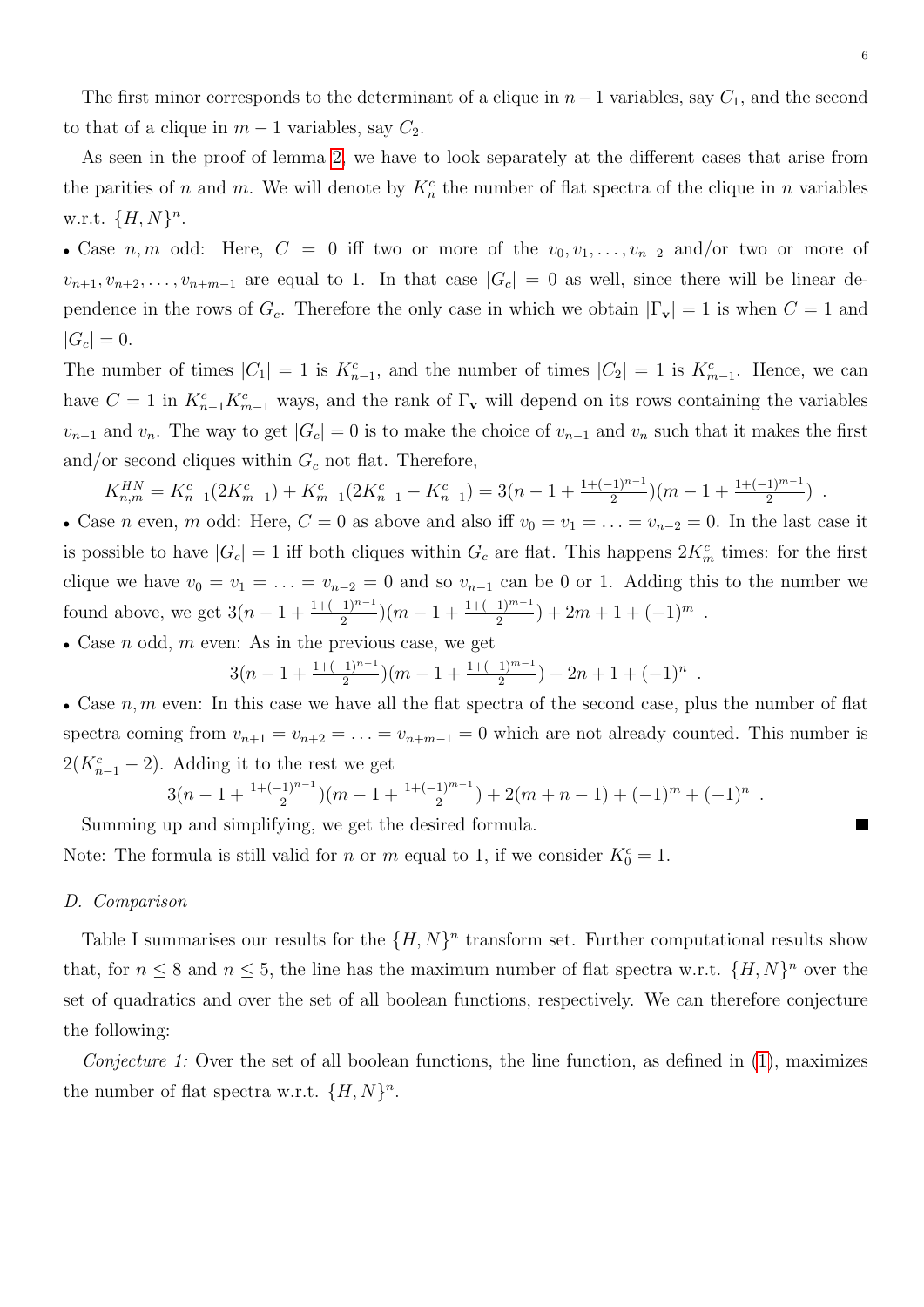The first minor corresponds to the determinant of a clique in $n-1$ variables, say $C_1$, and the second to that of a clique in $m-1$ variables, say $C_2$.

As seen in the proof of lemma 2, we have to look separately at the different cases that arise from the parities of $n$ and $m$. We will denote by $K_n^c$ the number of flat spectra of the clique in $n$ variables w.r.t. $\{H, N\}^n$.

- Case $n, m$ odd: Here, $C = 0$ iff two or more of the $v_0, v_1, \ldots, v_{n-2}$ and/or two or more of $v_{n+1}, v_{n+2}, \ldots, v_{n+m-1}$ are equal to 1. In that case $|G_c| = 0$ as well, since there will be linear dependence in the rows of $G_c$. Therefore the only case in which we obtain $|\Gamma_{\mathbf{v}}| = 1$ is when $C = 1$ and $|G_c| = 0$.

The number of times $|C_1| = 1$ is $K_{n-1}^c$, and the number of times $|C_2| = 1$ is $K_{m-1}^c$. Hence, we can have $C = 1$ in $K_{n-1}^c K_{m-1}^c$ ways, and the rank of $\Gamma_{\mathbf{v}}$ will depend on its rows containing the variables $v_{n-1}$ and $v_n$. The way to get $|G_c| = 0$ is to make the choice of $v_{n-1}$ and $v_n$ such that it makes the first and/or second cliques within $G_c$ not flat. Therefore,

$$K_{n,m}^{HN} = K_{n-1}^c(2K_{m-1}^c) + K_{m-1}^c(2K_{n-1}^c - K_{n-1}^c) = 3(n - 1 + \tfrac{1+(-1)^{n-1}}{2})(m - 1 + \tfrac{1+(-1)^{m-1}}{2}) \ .$$

- Case $n$ even, $m$ odd: Here, $C = 0$ as above and also iff $v_0 = v_1 = \ldots = v_{n-2} = 0$. In the last case it is possible to have $|G_c| = 1$ iff both cliques within $G_c$ are flat. This happens $2K_m^c$ times: for the first clique we have $v_0 = v_1 = \ldots = v_{n-2} = 0$ and so $v_{n-1}$ can be 0 or 1. Adding this to the number we found above, we get $3(n - 1 + \frac{1+(-1)^{n-1}}{2})(m - 1 + \frac{1+(-1)^{m-1}}{2}) + 2m + 1 + (-1)^m$ .
- Case $n$ odd, $m$ even: As in the previous case, we get

$$3(n - 1 + \tfrac{1+(-1)^{n-1}}{2})(m - 1 + \tfrac{1+(-1)^{m-1}}{2}) + 2n + 1 + (-1)^n \ .$$

- Case $n, m$ even: In this case we have all the flat spectra of the second case, plus the number of flat spectra coming from $v_{n+1} = v_{n+2} = \ldots = v_{n+m-1} = 0$ which are not already counted. This number is $2(K_{n-1}^c - 2)$. Adding it to the rest we get

$$3(n - 1 + \tfrac{1+(-1)^{n-1}}{2})(m - 1 + \tfrac{1+(-1)^{m-1}}{2}) + 2(m + n - 1) + (-1)^m + (-1)^n \ .$$

Summing up and simplifying, we get the desired formula. ∎

Note: The formula is still valid for $n$ or $m$ equal to 1, if we consider $K_0^c = 1$.

### D. Comparison

Table I summarises our results for the $\{H, N\}^n$ transform set. Further computational results show that, for $n \leq 8$ and $n \leq 5$, the line has the maximum number of flat spectra w.r.t. $\{H, N\}^n$ over the set of quadratics and over the set of all boolean functions, respectively. We can therefore conjecture the following:

*Conjecture 1:* Over the set of all boolean functions, the line function, as defined in (1), maximizes the number of flat spectra w.r.t. $\{H, N\}^n$.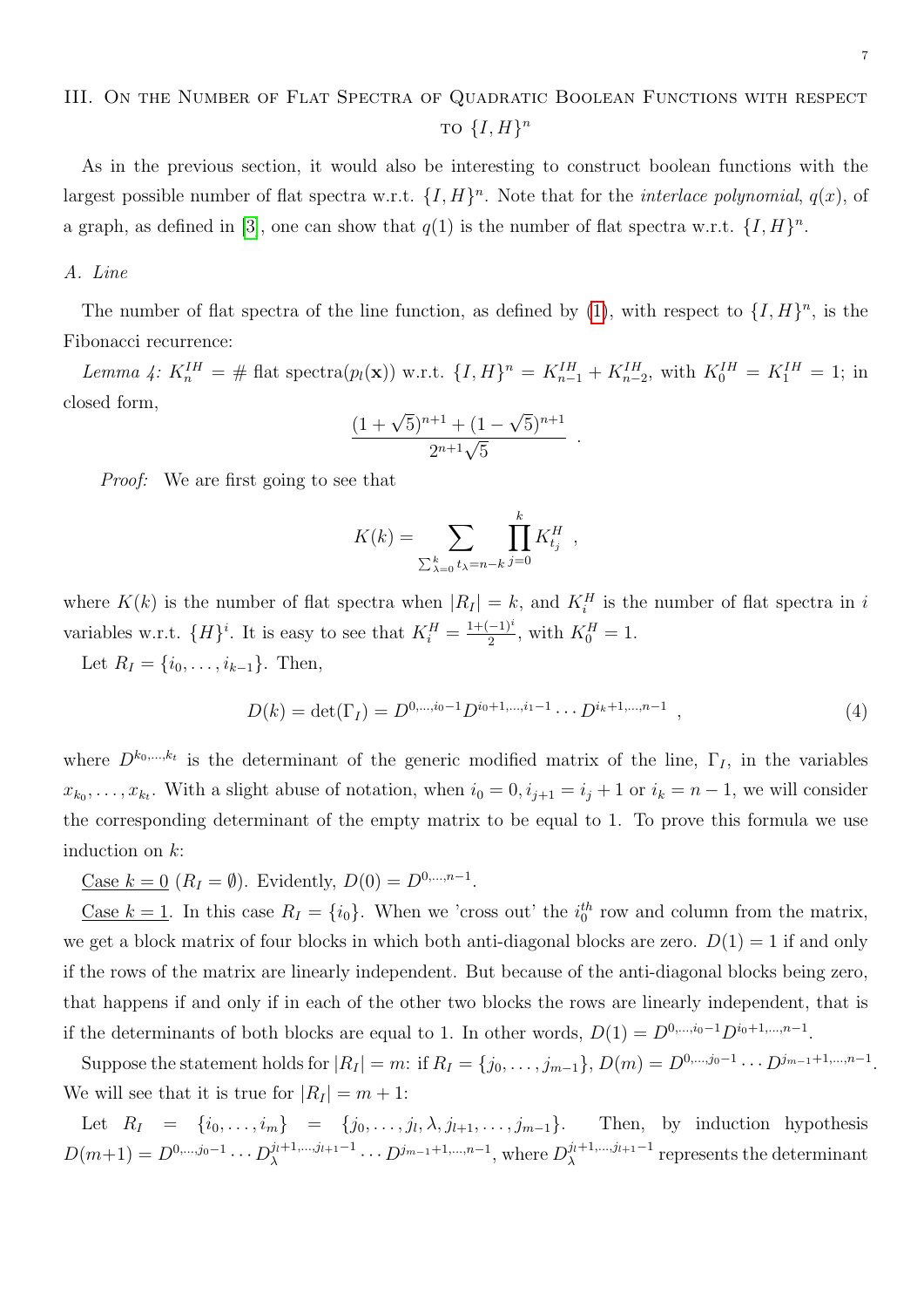## III. On the Number of Flat Spectra of Quadratic Boolean Functions with respect to $\{I, H\}^n$

As in the previous section, it would also be interesting to construct boolean functions with the largest possible number of flat spectra w.r.t. $\{I, H\}^n$. Note that for the *interlace polynomial*, $q(x)$, of a graph, as defined in [3], one can show that $q(1)$ is the number of flat spectra w.r.t. $\{I, H\}^n$.

### A. Line

The number of flat spectra of the line function, as defined by (1), with respect to $\{I, H\}^n$, is the Fibonacci recurrence:

*Lemma 4:* $K_n^{IH} = \#$ flat spectra$(p_l(\mathbf{x}))$ w.r.t. $\{I, H\}^n = K_{n-1}^{IH} + K_{n-2}^{IH}$, with $K_0^{IH} = K_1^{IH} = 1$; in closed form,

$$\frac{(1+\sqrt{5})^{n+1} + (1-\sqrt{5})^{n+1}}{2^{n+1}\sqrt{5}} \ .$$

*Proof:* We are first going to see that

$$K(k) = \sum_{\sum_{\lambda=0}^{k} t_\lambda = n-k} \prod_{j=0}^{k} K_{t_j}^H \ ,$$

where $K(k)$ is the number of flat spectra when $|R_I| = k$, and $K_i^H$ is the number of flat spectra in $i$ variables w.r.t. $\{H\}^i$. It is easy to see that $K_i^H = \frac{1+(-1)^i}{2}$, with $K_0^H = 1$.

Let $R_I = \{i_0, \ldots, i_{k-1}\}$. Then,

$$D(k) = \det(\Gamma_I) = D^{0,\ldots,i_0-1} D^{i_0+1,\ldots,i_1-1} \cdots D^{i_k+1,\ldots,n-1} \ , \tag{4}$$

where $D^{k_0,\ldots,k_t}$ is the determinant of the generic modified matrix of the line, $\Gamma_I$, in the variables $x_{k_0}, \ldots, x_{k_t}$. With a slight abuse of notation, when $i_0 = 0, i_{j+1} = i_j + 1$ or $i_k = n-1$, we will consider the corresponding determinant of the empty matrix to be equal to 1. To prove this formula we use induction on $k$:

<u>Case $k = 0$</u> ($R_I = \emptyset$). Evidently, $D(0) = D^{0,\ldots,n-1}$.

<u>Case $k = 1$</u>. In this case $R_I = \{i_0\}$. When we 'cross out' the $i_0^{th}$ row and column from the matrix, we get a block matrix of four blocks in which both anti-diagonal blocks are zero. $D(1) = 1$ if and only if the rows of the matrix are linearly independent. But because of the anti-diagonal blocks being zero, that happens if and only if in each of the other two blocks the rows are linearly independent, that is if the determinants of both blocks are equal to 1. In other words, $D(1) = D^{0,\ldots,i_0-1} D^{i_0+1,\ldots,n-1}$.

Suppose the statement holds for $|R_I| = m$: if $R_I = \{j_0, \ldots, j_{m-1}\}$, $D(m) = D^{0,\ldots,j_0-1} \cdots D^{j_{m-1}+1,\ldots,n-1}$. We will see that it is true for $|R_I| = m+1$:

Let $R_I = \{i_0, \ldots, i_m\} = \{j_0, \ldots, j_l, \lambda, j_{l+1}, \ldots, j_{m-1}\}$. Then, by induction hypothesis $D(m+1) = D^{0,\ldots,j_0-1} \cdots D_\lambda^{j_l+1,\ldots,j_{l+1}-1} \cdots D^{j_{m-1}+1,\ldots,n-1}$, where $D_\lambda^{j_l+1,\ldots,j_{l+1}-1}$ represents the determinant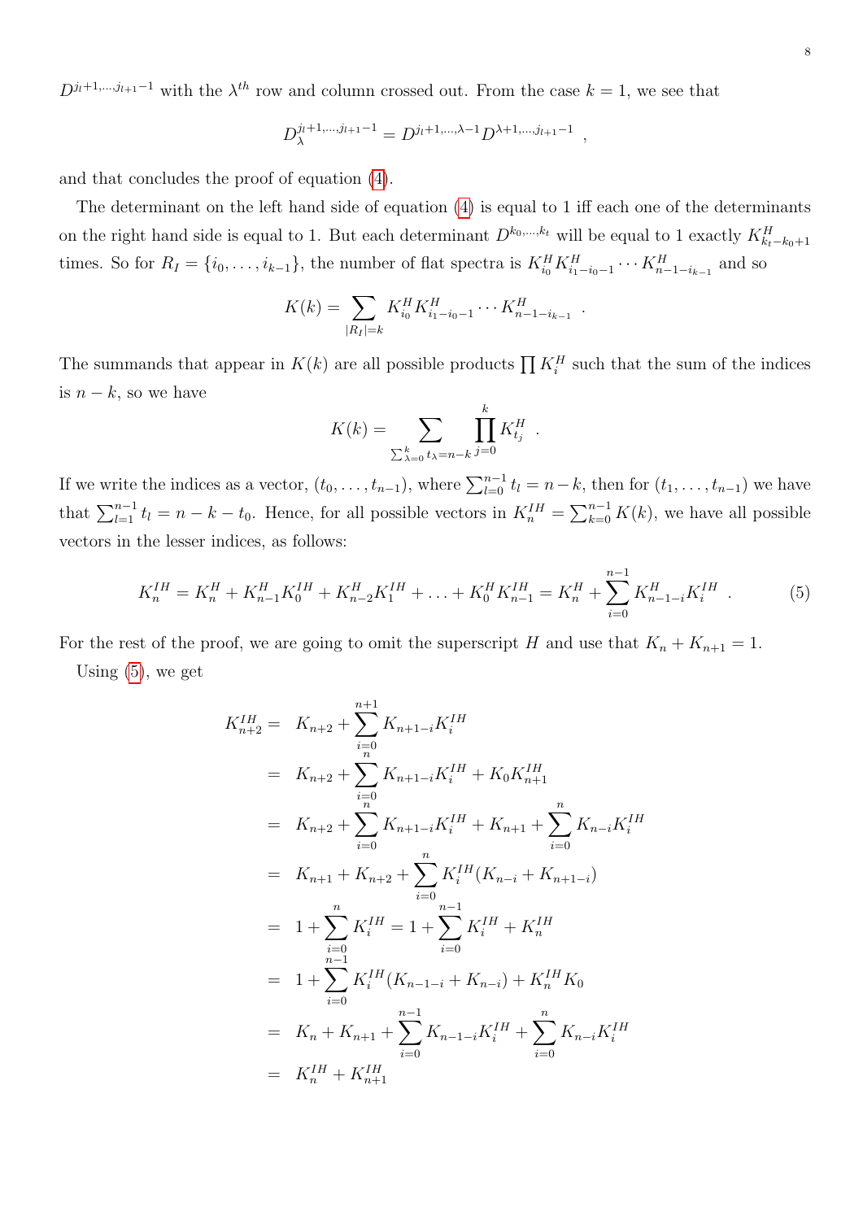$D^{j_l+1,\ldots,j_{l+1}-1}$ with the $\lambda^{th}$ row and column crossed out. From the case $k=1$, we see that

$$D_{\lambda}^{j_l+1,\ldots,j_{l+1}-1} = D^{j_l+1,\ldots,\lambda-1} D^{\lambda+1,\ldots,j_{l+1}-1} \ ,$$

and that concludes the proof of equation (4).

The determinant on the left hand side of equation (4) is equal to 1 iff each one of the determinants on the right hand side is equal to 1. But each determinant $D^{k_0,\ldots,k_t}$ will be equal to 1 exactly $K^H_{k_t-k_0+1}$ times. So for $R_I = \{i_0, \ldots, i_{k-1}\}$, the number of flat spectra is $K^H_{i_0} K^H_{i_1-i_0-1} \cdots K^H_{n-1-i_{k-1}}$ and so

$$K(k) = \sum_{|R_I|=k} K^H_{i_0} K^H_{i_1-i_0-1} \cdots K^H_{n-1-i_{k-1}} \ .$$

The summands that appear in $K(k)$ are all possible products $\prod K^H_i$ such that the sum of the indices is $n-k$, so we have

$$K(k) = \sum_{\sum_{\lambda=0}^{k} t_\lambda = n-k} \prod_{j=0}^{k} K^H_{t_j} \ .$$

If we write the indices as a vector, $(t_0, \ldots, t_{n-1})$, where $\sum_{l=0}^{n-1} t_l = n-k$, then for $(t_1, \ldots, t_{n-1})$ we have that $\sum_{l=1}^{n-1} t_l = n-k-t_0$. Hence, for all possible vectors in $K^{IH}_n = \sum_{k=0}^{n-1} K(k)$, we have all possible vectors in the lesser indices, as follows:

$$K^{IH}_n = K^H_n + K^H_{n-1} K^{IH}_0 + K^H_{n-2} K^{IH}_1 + \ldots + K^H_0 K^{IH}_{n-1} = K^H_n + \sum_{i=0}^{n-1} K^H_{n-1-i} K^{IH}_i \ . \tag{5}$$

For the rest of the proof, we are going to omit the superscript $H$ and use that $K_n + K_{n+1} = 1$.

Using (5), we get

$$\begin{aligned}
K^{IH}_{n+2} &= K_{n+2} + \sum_{i=0}^{n+1} K_{n+1-i} K^{IH}_i \\
&= K_{n+2} + \sum_{i=0}^{n} K_{n+1-i} K^{IH}_i + K_0 K^{IH}_{n+1} \\
&= K_{n+2} + \sum_{i=0}^{n} K_{n+1-i} K^{IH}_i + K_{n+1} + \sum_{i=0}^{n} K_{n-i} K^{IH}_i \\
&= K_{n+1} + K_{n+2} + \sum_{i=0}^{n} K^{IH}_i (K_{n-i} + K_{n+1-i}) \\
&= 1 + \sum_{i=0}^{n} K^{IH}_i = 1 + \sum_{i=0}^{n-1} K^{IH}_i + K^{IH}_n \\
&= 1 + \sum_{i=0}^{n-1} K^{IH}_i (K_{n-1-i} + K_{n-i}) + K^{IH}_n K_0 \\
&= K_n + K_{n+1} + \sum_{i=0}^{n-1} K_{n-1-i} K^{IH}_i + \sum_{i=0}^{n} K_{n-i} K^{IH}_i \\
&= K^{IH}_n + K^{IH}_{n+1}
\end{aligned}$$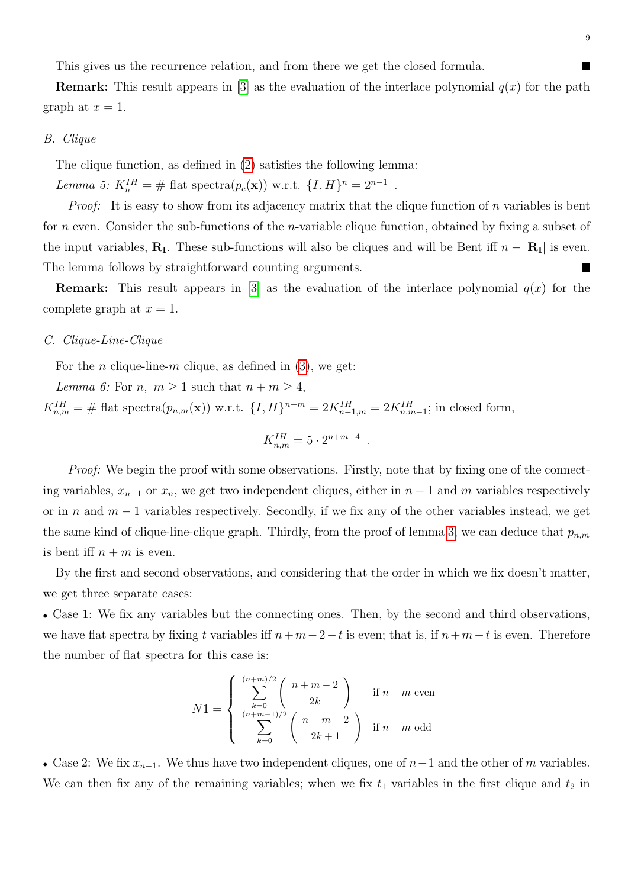This gives us the recurrence relation, and from there we get the closed formula. ∎

**Remark:** This result appears in [3] as the evaluation of the interlace polynomial $q(x)$ for the path graph at $x = 1$.

### B. Clique

The clique function, as defined in (2) satisfies the following lemma:

*Lemma 5:* $K_n^{IH} = \#$ flat spectra$(p_c(\mathbf{x}))$ w.r.t. $\{I, H\}^n = 2^{n-1}$ .

*Proof:* It is easy to show from its adjacency matrix that the clique function of $n$ variables is bent for $n$ even. Consider the sub-functions of the $n$-variable clique function, obtained by fixing a subset of the input variables, $\mathbf{R_I}$. These sub-functions will also be cliques and will be Bent iff $n - |\mathbf{R_I}|$ is even. The lemma follows by straightforward counting arguments. ∎

**Remark:** This result appears in [3] as the evaluation of the interlace polynomial $q(x)$ for the complete graph at $x = 1$.

### C. Clique-Line-Clique

For the $n$ clique-line-$m$ clique, as defined in (3), we get:

*Lemma 6:* For $n,\ m \geq 1$ such that $n + m \geq 4$,
$K_{n,m}^{IH} = \#$ flat spectra$(p_{n,m}(\mathbf{x}))$ w.r.t. $\{I, H\}^{n+m} = 2K_{n-1,m}^{IH} = 2K_{n,m-1}^{IH}$; in closed form,

$$K_{n,m}^{IH} = 5 \cdot 2^{n+m-4} \ .$$

*Proof:* We begin the proof with some observations. Firstly, note that by fixing one of the connecting variables, $x_{n-1}$ or $x_n$, we get two independent cliques, either in $n-1$ and $m$ variables respectively or in $n$ and $m-1$ variables respectively. Secondly, if we fix any of the other variables instead, we get the same kind of clique-line-clique graph. Thirdly, from the proof of lemma 3, we can deduce that $p_{n,m}$ is bent iff $n + m$ is even.

By the first and second observations, and considering that the order in which we fix doesn't matter, we get three separate cases:

- Case 1: We fix any variables but the connecting ones. Then, by the second and third observations, we have flat spectra by fixing $t$ variables iff $n+m-2-t$ is even; that is, if $n+m-t$ is even. Therefore the number of flat spectra for this case is:

$$N1 = \begin{cases} \displaystyle\sum_{k=0}^{(n+m)/2} \binom{n+m-2}{2k} & \text{if } n+m \text{ even} \\ \displaystyle\sum_{k=0}^{(n+m-1)/2} \binom{n+m-2}{2k+1} & \text{if } n+m \text{ odd} \end{cases}$$

- Case 2: We fix $x_{n-1}$. We thus have two independent cliques, one of $n-1$ and the other of $m$ variables. We can then fix any of the remaining variables; when we fix $t_1$ variables in the first clique and $t_2$ in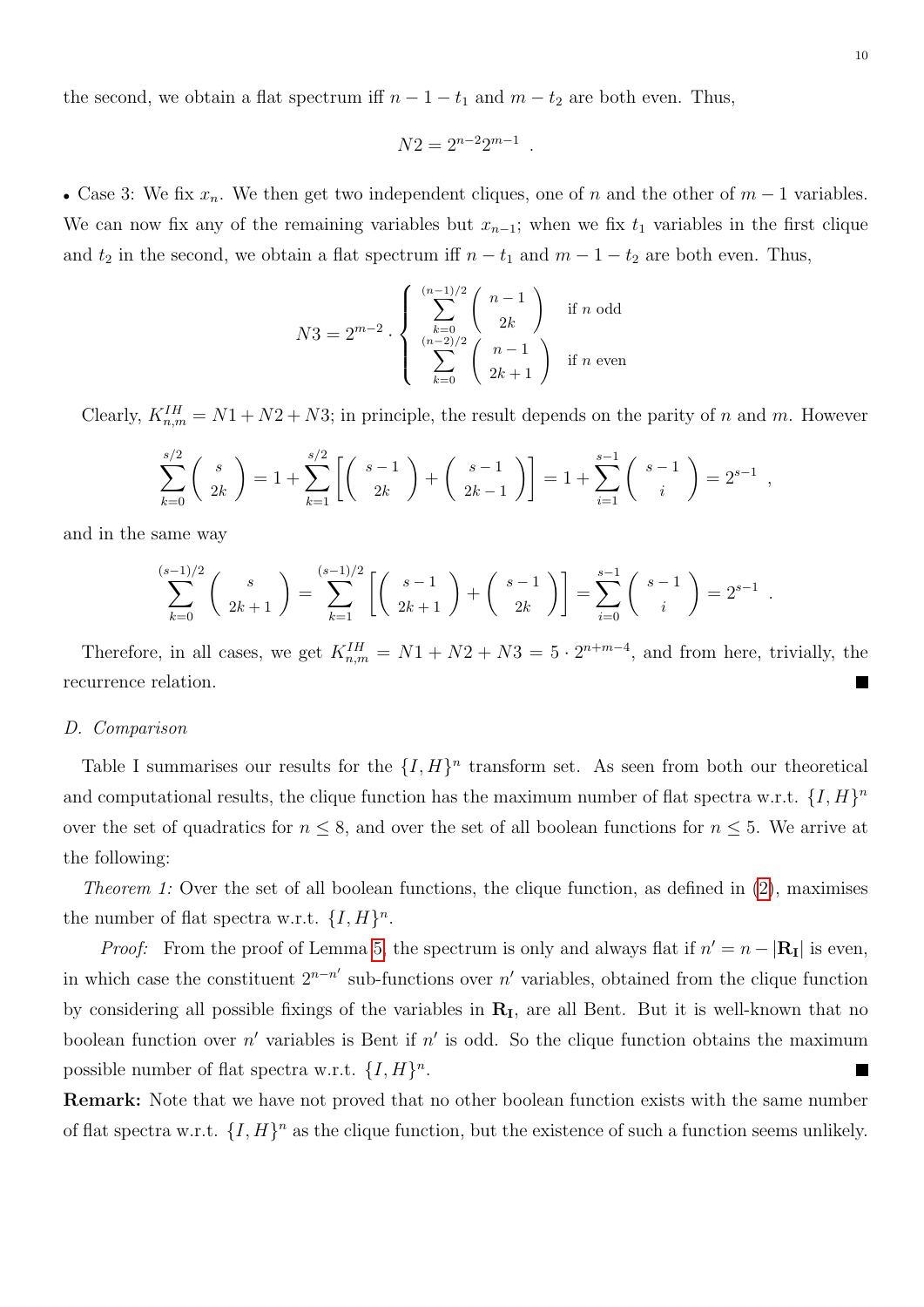the second, we obtain a flat spectrum iff $n-1-t_1$ and $m-t_2$ are both even. Thus,

$$N2 = 2^{n-2}2^{m-1} \ .$$

• Case 3: We fix $x_n$. We then get two independent cliques, one of $n$ and the other of $m-1$ variables. We can now fix any of the remaining variables but $x_{n-1}$; when we fix $t_1$ variables in the first clique and $t_2$ in the second, we obtain a flat spectrum iff $n-t_1$ and $m-1-t_2$ are both even. Thus,

$$N3 = 2^{m-2} \cdot \begin{cases} \displaystyle\sum_{k=0}^{(n-1)/2} \binom{n-1}{2k} & \text{if } n \text{ odd} \\ \displaystyle\sum_{k=0}^{(n-2)/2} \binom{n-1}{2k+1} & \text{if } n \text{ even} \end{cases}$$

Clearly, $K^{IH}_{n,m} = N1 + N2 + N3$; in principle, the result depends on the parity of $n$ and $m$. However

$$\sum_{k=0}^{s/2} \binom{s}{2k} = 1 + \sum_{k=1}^{s/2} \left[ \binom{s-1}{2k} + \binom{s-1}{2k-1} \right] = 1 + \sum_{i=1}^{s-1} \binom{s-1}{i} = 2^{s-1} \ ,$$

and in the same way

$$\sum_{k=0}^{(s-1)/2} \binom{s}{2k+1} = \sum_{k=1}^{(s-1)/2} \left[ \binom{s-1}{2k+1} + \binom{s-1}{2k} \right] = \sum_{i=0}^{s-1} \binom{s-1}{i} = 2^{s-1} \ .$$

Therefore, in all cases, we get $K^{IH}_{n,m} = N1 + N2 + N3 = 5 \cdot 2^{n+m-4}$, and from here, trivially, the recurrence relation. ∎

### D. Comparison

Table I summarises our results for the $\{I, H\}^n$ transform set. As seen from both our theoretical and computational results, the clique function has the maximum number of flat spectra w.r.t. $\{I, H\}^n$ over the set of quadratics for $n \leq 8$, and over the set of all boolean functions for $n \leq 5$. We arrive at the following:

*Theorem 1:* Over the set of all boolean functions, the clique function, as defined in (2), maximises the number of flat spectra w.r.t. $\{I, H\}^n$.

*Proof:* From the proof of Lemma 5, the spectrum is only and always flat if $n' = n - |\mathbf{R_I}|$ is even, in which case the constituent $2^{n-n'}$ sub-functions over $n'$ variables, obtained from the clique function by considering all possible fixings of the variables in $\mathbf{R_I}$, are all Bent. But it is well-known that no boolean function over $n'$ variables is Bent if $n'$ is odd. So the clique function obtains the maximum possible number of flat spectra w.r.t. $\{I, H\}^n$. ∎

**Remark:** Note that we have not proved that no other boolean function exists with the same number of flat spectra w.r.t. $\{I, H\}^n$ as the clique function, but the existence of such a function seems unlikely.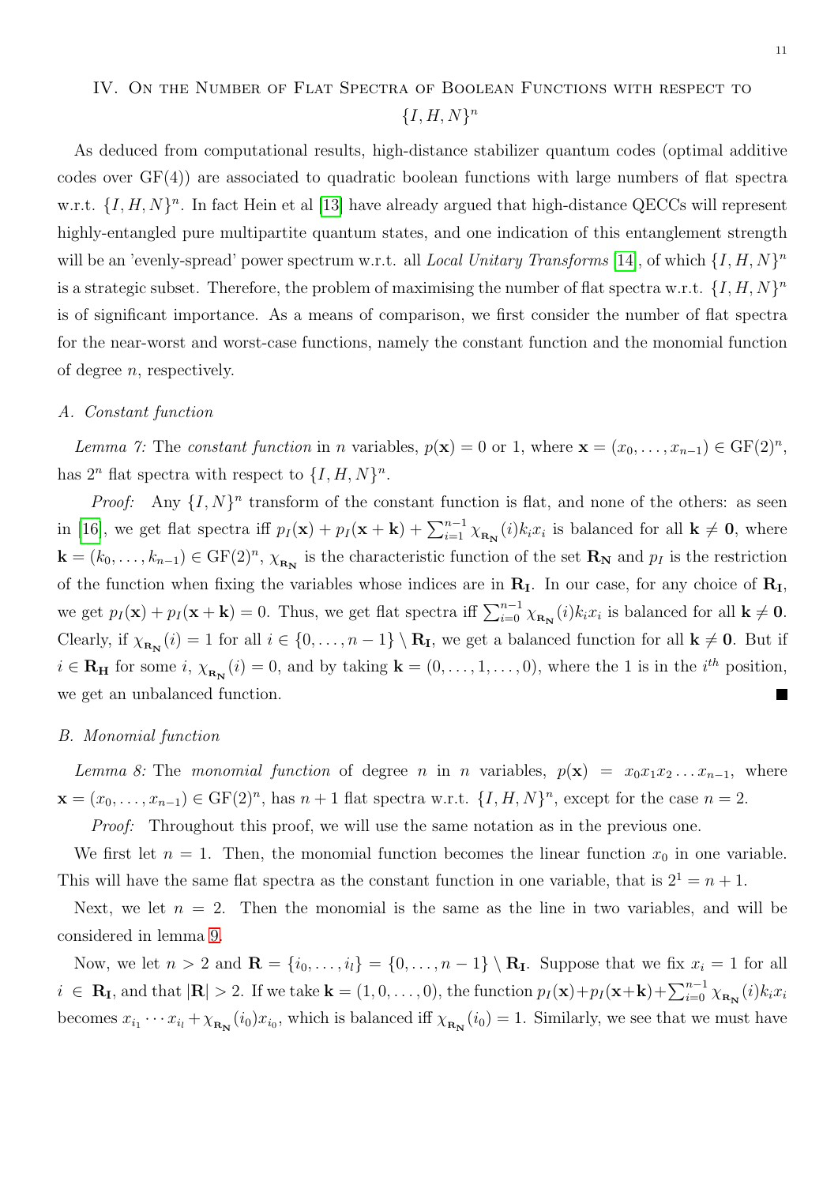## IV. On the Number of Flat Spectra of Boolean Functions with respect to $\{I, H, N\}^n$

As deduced from computational results, high-distance stabilizer quantum codes (optimal additive codes over GF(4)) are associated to quadratic boolean functions with large numbers of flat spectra w.r.t. $\{I, H, N\}^n$. In fact Hein et al [13] have already argued that high-distance QECCs will represent highly-entangled pure multipartite quantum states, and one indication of this entanglement strength will be an 'evenly-spread' power spectrum w.r.t. all *Local Unitary Transforms* [14], of which $\{I, H, N\}^n$ is a strategic subset. Therefore, the problem of maximising the number of flat spectra w.r.t. $\{I, H, N\}^n$ is of significant importance. As a means of comparison, we first consider the number of flat spectra for the near-worst and worst-case functions, namely the constant function and the monomial function of degree $n$, respectively.

### A. Constant function

*Lemma 7:* The *constant function* in $n$ variables, $p(\mathbf{x}) = 0$ or 1, where $\mathbf{x} = (x_0, \ldots, x_{n-1}) \in \mathrm{GF}(2)^n$, has $2^n$ flat spectra with respect to $\{I, H, N\}^n$.

*Proof:* Any $\{I, N\}^n$ transform of the constant function is flat, and none of the others: as seen in [16], we get flat spectra iff $p_I(\mathbf{x}) + p_I(\mathbf{x} + \mathbf{k}) + \sum_{i=1}^{n-1} \chi_{\mathbf{R_N}}(i) k_i x_i$ is balanced for all $\mathbf{k} \neq \mathbf{0}$, where $\mathbf{k} = (k_0, \ldots, k_{n-1}) \in \mathrm{GF}(2)^n$, $\chi_{\mathbf{R_N}}$ is the characteristic function of the set $\mathbf{R_N}$ and $p_I$ is the restriction of the function when fixing the variables whose indices are in $\mathbf{R_I}$. In our case, for any choice of $\mathbf{R_I}$, we get $p_I(\mathbf{x}) + p_I(\mathbf{x} + \mathbf{k}) = 0$. Thus, we get flat spectra iff $\sum_{i=0}^{n-1} \chi_{\mathbf{R_N}}(i) k_i x_i$ is balanced for all $\mathbf{k} \neq \mathbf{0}$. Clearly, if $\chi_{\mathbf{R_N}}(i) = 1$ for all $i \in \{0, \ldots, n-1\} \setminus \mathbf{R_I}$, we get a balanced function for all $\mathbf{k} \neq \mathbf{0}$. But if $i \in \mathbf{R_H}$ for some $i$, $\chi_{\mathbf{R_N}}(i) = 0$, and by taking $\mathbf{k} = (0, \ldots, 1, \ldots, 0)$, where the 1 is in the $i^{th}$ position, we get an unbalanced function. ∎

### B. Monomial function

*Lemma 8:* The *monomial function* of degree $n$ in $n$ variables, $p(\mathbf{x}) = x_0 x_1 x_2 \ldots x_{n-1}$, where $\mathbf{x} = (x_0, \ldots, x_{n-1}) \in \mathrm{GF}(2)^n$, has $n + 1$ flat spectra w.r.t. $\{I, H, N\}^n$, except for the case $n = 2$.

*Proof:* Throughout this proof, we will use the same notation as in the previous one.

We first let $n = 1$. Then, the monomial function becomes the linear function $x_0$ in one variable. This will have the same flat spectra as the constant function in one variable, that is $2^1 = n + 1$.

Next, we let $n = 2$. Then the monomial is the same as the line in two variables, and will be considered in lemma 9.

Now, we let $n > 2$ and $\mathbf{R} = \{i_0, \ldots, i_l\} = \{0, \ldots, n-1\} \setminus \mathbf{R_I}$. Suppose that we fix $x_i = 1$ for all $i \in \mathbf{R_I}$, and that $|\mathbf{R}| > 2$. If we take $\mathbf{k} = (1, 0, \ldots, 0)$, the function $p_I(\mathbf{x}) + p_I(\mathbf{x} + \mathbf{k}) + \sum_{i=0}^{n-1} \chi_{\mathbf{R_N}}(i) k_i x_i$ becomes $x_{i_1} \cdots x_{i_l} + \chi_{\mathbf{R_N}}(i_0) x_{i_0}$, which is balanced iff $\chi_{\mathbf{R_N}}(i_0) = 1$. Similarly, we see that we must have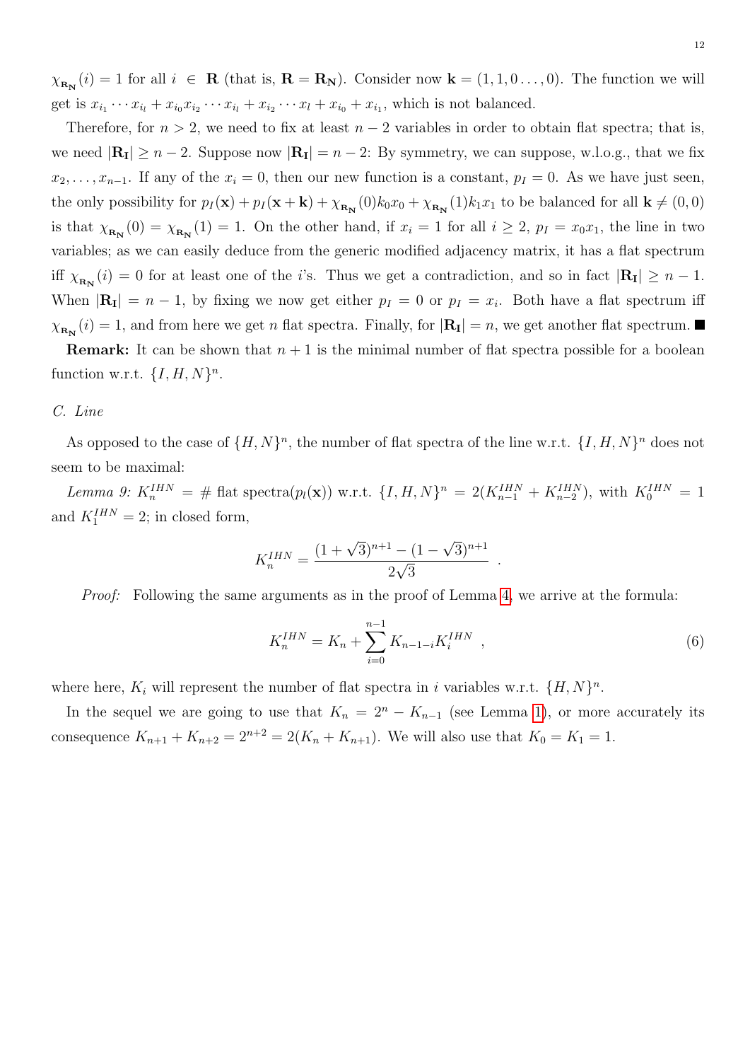$\chi_{\mathbf{R_N}}(i) = 1$ for all $i \in \mathbf{R}$ (that is, $\mathbf{R} = \mathbf{R_N}$). Consider now $\mathbf{k} = (1, 1, 0 \ldots, 0)$. The function we will get is $x_{i_1} \cdots x_{i_l} + x_{i_0} x_{i_2} \cdots x_{i_l} + x_{i_2} \cdots x_l + x_{i_0} + x_{i_1}$, which is not balanced.

Therefore, for $n > 2$, we need to fix at least $n-2$ variables in order to obtain flat spectra; that is, we need $|\mathbf{R_I}| \geq n-2$. Suppose now $|\mathbf{R_I}| = n-2$: By symmetry, we can suppose, w.l.o.g., that we fix $x_2, \ldots, x_{n-1}$. If any of the $x_i = 0$, then our new function is a constant, $p_I = 0$. As we have just seen, the only possibility for $p_I(\mathbf{x}) + p_I(\mathbf{x}+\mathbf{k}) + \chi_{\mathbf{R_N}}(0) k_0 x_0 + \chi_{\mathbf{R_N}}(1) k_1 x_1$ to be balanced for all $\mathbf{k} \neq (0,0)$ is that $\chi_{\mathbf{R_N}}(0) = \chi_{\mathbf{R_N}}(1) = 1$. On the other hand, if $x_i = 1$ for all $i \geq 2$, $p_I = x_0 x_1$, the line in two variables; as we can easily deduce from the generic modified adjacency matrix, it has a flat spectrum iff $\chi_{\mathbf{R_N}}(i) = 0$ for at least one of the $i$'s. Thus we get a contradiction, and so in fact $|\mathbf{R_I}| \geq n-1$. When $|\mathbf{R_I}| = n-1$, by fixing we now get either $p_I = 0$ or $p_I = x_i$. Both have a flat spectrum iff $\chi_{\mathbf{R_N}}(i) = 1$, and from here we get $n$ flat spectra. Finally, for $|\mathbf{R_I}| = n$, we get another flat spectrum. ■

**Remark:** It can be shown that $n+1$ is the minimal number of flat spectra possible for a boolean function w.r.t. $\{I, H, N\}^n$.

### *C. Line*

As opposed to the case of $\{H, N\}^n$, the number of flat spectra of the line w.r.t. $\{I, H, N\}^n$ does not seem to be maximal:

*Lemma 9:* $K_n^{IHN} = \#$ flat spectra$(p_l(\mathbf{x}))$ w.r.t. $\{I, H, N\}^n = 2(K_{n-1}^{IHN} + K_{n-2}^{IHN})$, with $K_0^{IHN} = 1$ and $K_1^{IHN} = 2$; in closed form,

$$K_n^{IHN} = \frac{(1+\sqrt{3})^{n+1} - (1-\sqrt{3})^{n+1}}{2\sqrt{3}} \ .$$

*Proof:* Following the same arguments as in the proof of Lemma 4, we arrive at the formula:

$$K_n^{IHN} = K_n + \sum_{i=0}^{n-1} K_{n-1-i} K_i^{IHN} \ , \tag{6}$$

where here, $K_i$ will represent the number of flat spectra in $i$ variables w.r.t. $\{H, N\}^n$.

In the sequel we are going to use that $K_n = 2^n - K_{n-1}$ (see Lemma 1), or more accurately its consequence $K_{n+1} + K_{n+2} = 2^{n+2} = 2(K_n + K_{n+1})$. We will also use that $K_0 = K_1 = 1$.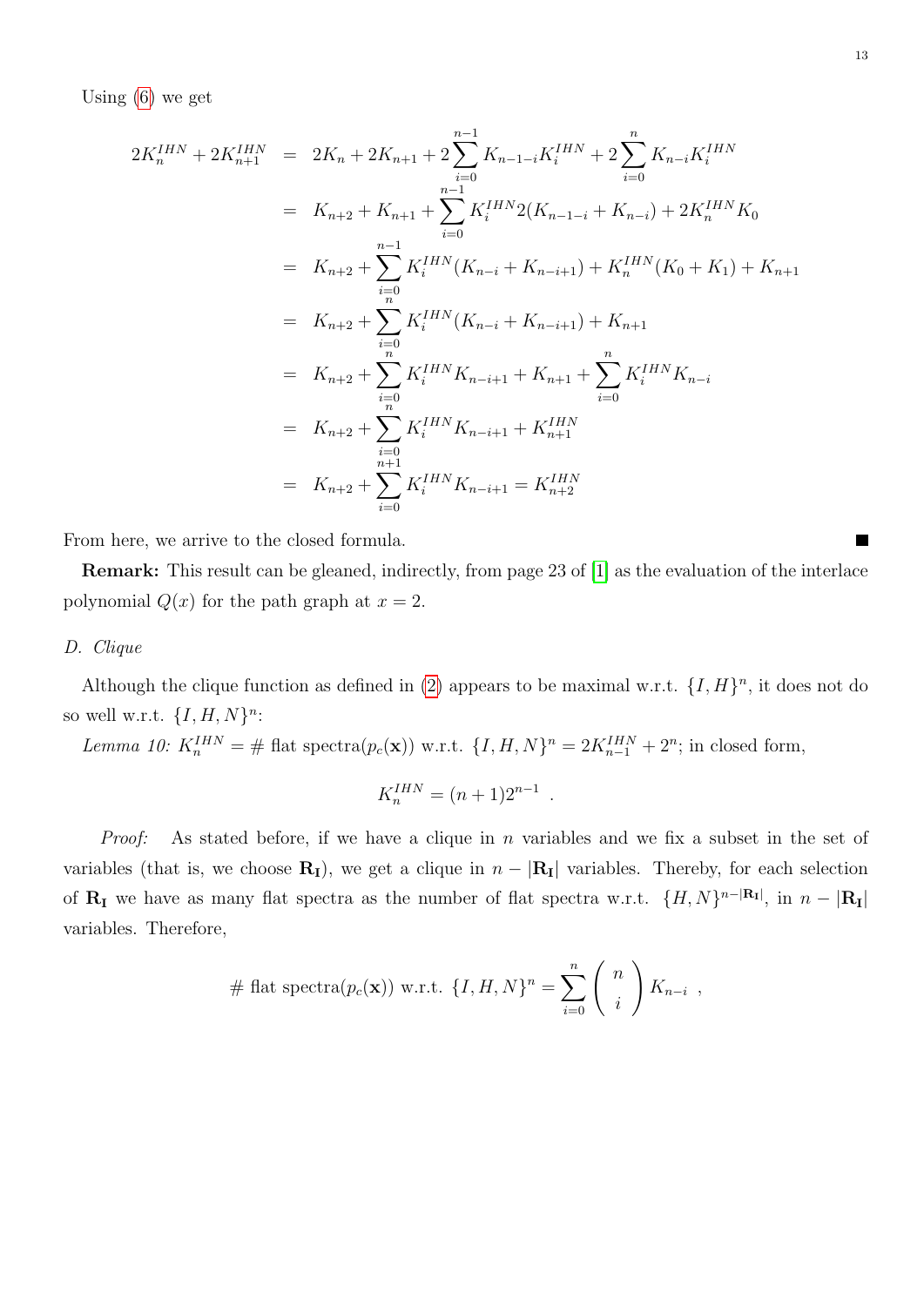Using (6) we get

$$
\begin{aligned}
2K_n^{IHN} + 2K_{n+1}^{IHN} &= 2K_n + 2K_{n+1} + 2\sum_{i=0}^{n-1} K_{n-1-i}K_i^{IHN} + 2\sum_{i=0}^{n} K_{n-i}K_i^{IHN} \\
&= K_{n+2} + K_{n+1} + \sum_{i=0}^{n-1} K_i^{IHN} 2(K_{n-1-i} + K_{n-i}) + 2K_n^{IHN}K_0 \\
&= K_{n+2} + \sum_{i=0}^{n-1} K_i^{IHN}(K_{n-i} + K_{n-i+1}) + K_n^{IHN}(K_0 + K_1) + K_{n+1} \\
&= K_{n+2} + \sum_{i=0}^{n} K_i^{IHN}(K_{n-i} + K_{n-i+1}) + K_{n+1} \\
&= K_{n+2} + \sum_{i=0}^{n} K_i^{IHN}K_{n-i+1} + K_{n+1} + \sum_{i=0}^{n} K_i^{IHN}K_{n-i} \\
&= K_{n+2} + \sum_{i=0}^{n} K_i^{IHN}K_{n-i+1} + K_{n+1}^{IHN} \\
&= K_{n+2} + \sum_{i=0}^{n+1} K_i^{IHN}K_{n-i+1} = K_{n+2}^{IHN}
\end{aligned}
$$

From here, we arrive to the closed formula. ■

**Remark:** This result can be gleaned, indirectly, from page 23 of [1] as the evaluation of the interlace polynomial $Q(x)$ for the path graph at $x = 2$.

*D. Clique*

Although the clique function as defined in (2) appears to be maximal w.r.t. $\{I, H\}^n$, it does not do so well w.r.t. $\{I, H, N\}^n$:

*Lemma 10:* $K_n^{IHN} = \#$ flat spectra$(p_c(\mathbf{x}))$ w.r.t. $\{I, H, N\}^n = 2K_{n-1}^{IHN} + 2^n$; in closed form,

$$
K_n^{IHN} = (n+1)2^{n-1} \ .
$$

*Proof:* As stated before, if we have a clique in $n$ variables and we fix a subset in the set of variables (that is, we choose $\mathbf{R_I}$), we get a clique in $n - |\mathbf{R_I}|$ variables. Thereby, for each selection of $\mathbf{R_I}$ we have as many flat spectra as the number of flat spectra w.r.t. $\{H, N\}^{n-|\mathbf{R_I}|}$, in $n - |\mathbf{R_I}|$ variables. Therefore,

$$
\# \text{ flat spectra}(p_c(\mathbf{x})) \text{ w.r.t. } \{I, H, N\}^n = \sum_{i=0}^{n} \binom{n}{i} K_{n-i} \ ,
$$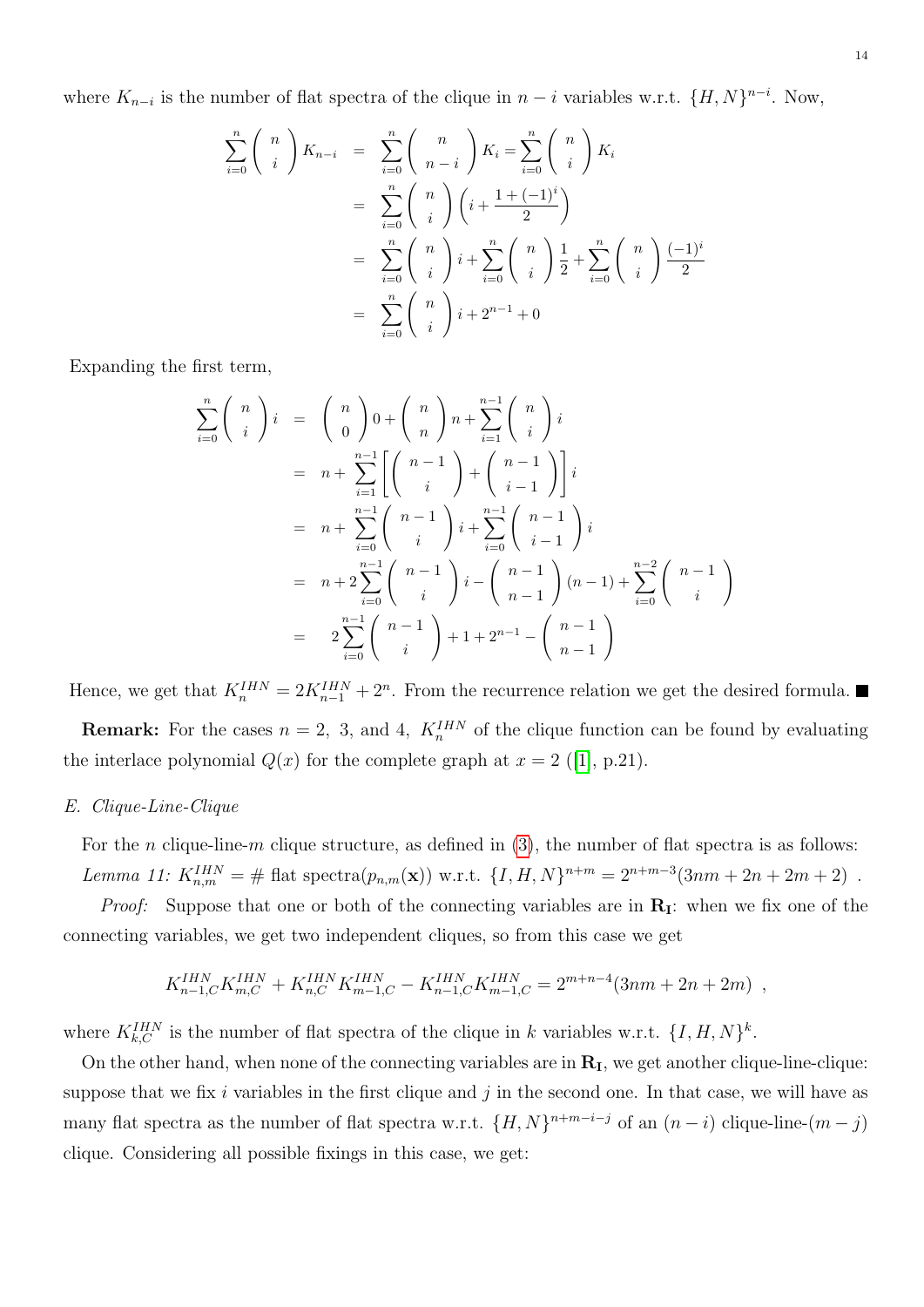where $K_{n-i}$ is the number of flat spectra of the clique in $n-i$ variables w.r.t. $\{H,N\}^{n-i}$. Now,

$$
\begin{aligned}
\sum_{i=0}^{n} \binom{n}{i} K_{n-i} &= \sum_{i=0}^{n} \binom{n}{n-i} K_i = \sum_{i=0}^{n} \binom{n}{i} K_i \\
&= \sum_{i=0}^{n} \binom{n}{i} \left( i + \frac{1+(-1)^i}{2} \right) \\
&= \sum_{i=0}^{n} \binom{n}{i} i + \sum_{i=0}^{n} \binom{n}{i} \frac{1}{2} + \sum_{i=0}^{n} \binom{n}{i} \frac{(-1)^i}{2} \\
&= \sum_{i=0}^{n} \binom{n}{i} i + 2^{n-1} + 0
\end{aligned}
$$

Expanding the first term,

$$
\begin{aligned}
\sum_{i=0}^{n} \binom{n}{i} i &= \binom{n}{0} 0 + \binom{n}{n} n + \sum_{i=1}^{n-1} \binom{n}{i} i \\
&= n + \sum_{i=1}^{n-1} \left[ \binom{n-1}{i} + \binom{n-1}{i-1} \right] i \\
&= n + \sum_{i=0}^{n-1} \binom{n-1}{i} i + \sum_{i=0}^{n-1} \binom{n-1}{i-1} i \\
&= n + 2\sum_{i=0}^{n-1} \binom{n-1}{i} i - \binom{n-1}{n-1} (n-1) + \sum_{i=0}^{n-2} \binom{n-1}{i} \\
&= 2\sum_{i=0}^{n-1} \binom{n-1}{i} + 1 + 2^{n-1} - \binom{n-1}{n-1}
\end{aligned}
$$

Hence, we get that $K_n^{IHN} = 2K_{n-1}^{IHN} + 2^n$. From the recurrence relation we get the desired formula. ■

**Remark:** For the cases $n = 2,\ 3$, and 4, $K_n^{IHN}$ of the clique function can be found by evaluating the interlace polynomial $Q(x)$ for the complete graph at $x = 2$ ([1], p.21).

### *E. Clique-Line-Clique*

For the $n$ clique-line-$m$ clique structure, as defined in (3), the number of flat spectra is as follows:

*Lemma 11:* $K_{n,m}^{IHN} = \#$ flat spectra$(p_{n,m}(\mathbf{x}))$ w.r.t. $\{I,H,N\}^{n+m} = 2^{n+m-3}(3nm + 2n + 2m + 2)$ .

*Proof:* Suppose that one or both of the connecting variables are in $\mathbf{R_I}$: when we fix one of the connecting variables, we get two independent cliques, so from this case we get

$$
K_{n-1,C}^{IHN} K_{m,C}^{IHN} + K_{n,C}^{IHN} K_{m-1,C}^{IHN} - K_{n-1,C}^{IHN} K_{m-1,C}^{IHN} = 2^{m+n-4}(3nm + 2n + 2m) \ ,
$$

where $K_{k,C}^{IHN}$ is the number of flat spectra of the clique in $k$ variables w.r.t. $\{I,H,N\}^k$.

On the other hand, when none of the connecting variables are in $\mathbf{R_I}$, we get another clique-line-clique: suppose that we fix $i$ variables in the first clique and $j$ in the second one. In that case, we will have as many flat spectra as the number of flat spectra w.r.t. $\{H,N\}^{n+m-i-j}$ of an $(n-i)$ clique-line-$(m-j)$ clique. Considering all possible fixings in this case, we get: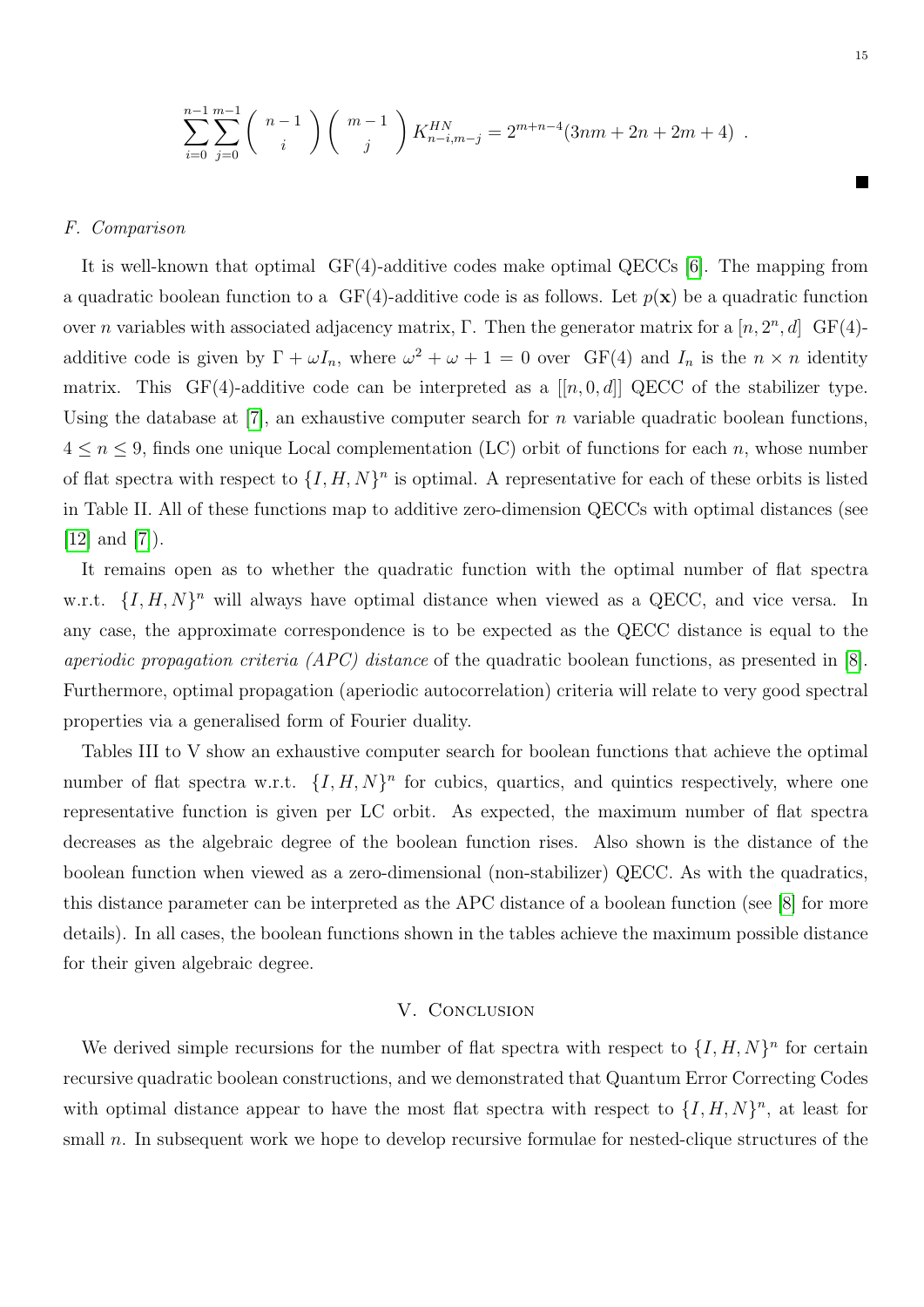$$\sum_{i=0}^{n-1}\sum_{j=0}^{m-1}\left(\begin{array}{c} n-1 \\ i \end{array}\right)\left(\begin{array}{c} m-1 \\ j \end{array}\right) K^{HN}_{n-i,m-j} = 2^{m+n-4}(3nm + 2n + 2m + 4) \ .$$

∎

### F. Comparison

It is well-known that optimal GF(4)-additive codes make optimal QECCs [6]. The mapping from a quadratic boolean function to a GF(4)-additive code is as follows. Let $p(\mathbf{x})$ be a quadratic function over $n$ variables with associated adjacency matrix, $\Gamma$. Then the generator matrix for a $[n, 2^n, d]$ GF(4)-additive code is given by $\Gamma + \omega I_n$, where $\omega^2 + \omega + 1 = 0$ over GF(4) and $I_n$ is the $n \times n$ identity matrix. This GF(4)-additive code can be interpreted as a $[[n, 0, d]]$ QECC of the stabilizer type. Using the database at [7], an exhaustive computer search for $n$ variable quadratic boolean functions, $4 \le n \le 9$, finds one unique Local complementation (LC) orbit of functions for each $n$, whose number of flat spectra with respect to $\{I, H, N\}^n$ is optimal. A representative for each of these orbits is listed in Table II. All of these functions map to additive zero-dimension QECCs with optimal distances (see [12] and [7]).

It remains open as to whether the quadratic function with the optimal number of flat spectra w.r.t. $\{I, H, N\}^n$ will always have optimal distance when viewed as a QECC, and vice versa. In any case, the approximate correspondence is to be expected as the QECC distance is equal to the *aperiodic propagation criteria (APC) distance* of the quadratic boolean functions, as presented in [8]. Furthermore, optimal propagation (aperiodic autocorrelation) criteria will relate to very good spectral properties via a generalised form of Fourier duality.

Tables III to V show an exhaustive computer search for boolean functions that achieve the optimal number of flat spectra w.r.t. $\{I, H, N\}^n$ for cubics, quartics, and quintics respectively, where one representative function is given per LC orbit. As expected, the maximum number of flat spectra decreases as the algebraic degree of the boolean function rises. Also shown is the distance of the boolean function when viewed as a zero-dimensional (non-stabilizer) QECC. As with the quadratics, this distance parameter can be interpreted as the APC distance of a boolean function (see [8] for more details). In all cases, the boolean functions shown in the tables achieve the maximum possible distance for their given algebraic degree.

## V. Conclusion

We derived simple recursions for the number of flat spectra with respect to $\{I, H, N\}^n$ for certain recursive quadratic boolean constructions, and we demonstrated that Quantum Error Correcting Codes with optimal distance appear to have the most flat spectra with respect to $\{I, H, N\}^n$, at least for small $n$. In subsequent work we hope to develop recursive formulae for nested-clique structures of the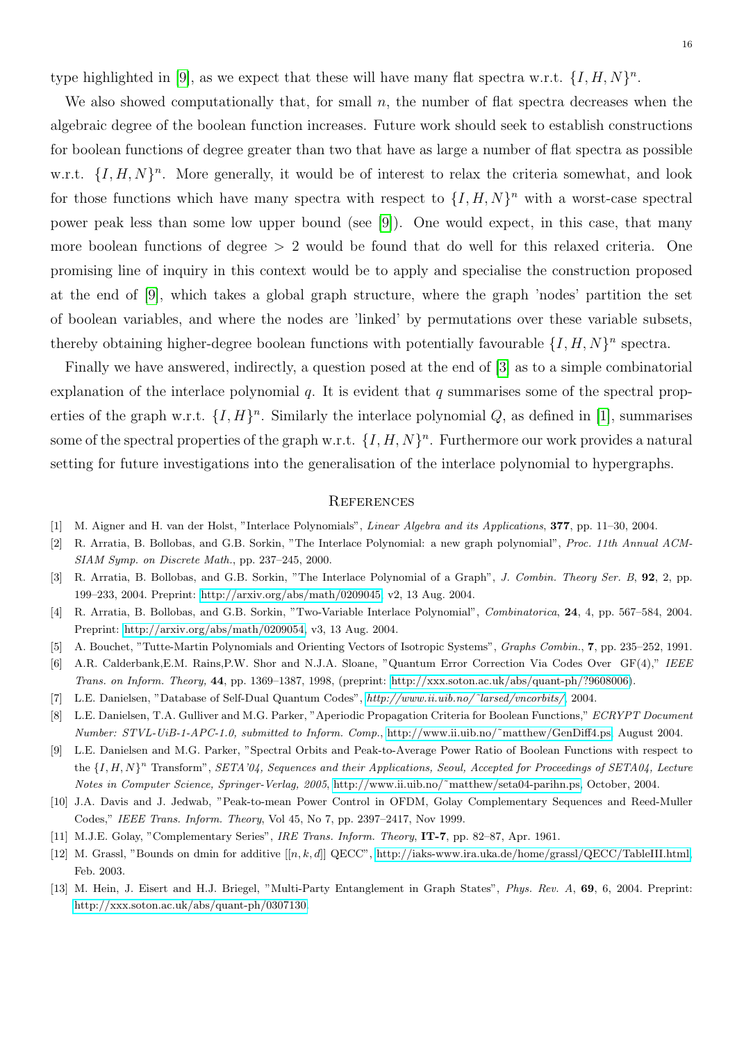type highlighted in [9], as we expect that these will have many flat spectra w.r.t. $\{I, H, N\}^n$.

We also showed computationally that, for small $n$, the number of flat spectra decreases when the algebraic degree of the boolean function increases. Future work should seek to establish constructions for boolean functions of degree greater than two that have as large a number of flat spectra as possible w.r.t. $\{I, H, N\}^n$. More generally, it would be of interest to relax the criteria somewhat, and look for those functions which have many spectra with respect to $\{I, H, N\}^n$ with a worst-case spectral power peak less than some low upper bound (see [9]). One would expect, in this case, that many more boolean functions of degree $> 2$ would be found that do well for this relaxed criteria. One promising line of inquiry in this context would be to apply and specialise the construction proposed at the end of [9], which takes a global graph structure, where the graph 'nodes' partition the set of boolean variables, and where the nodes are 'linked' by permutations over these variable subsets, thereby obtaining higher-degree boolean functions with potentially favourable $\{I, H, N\}^n$ spectra.

Finally we have answered, indirectly, a question posed at the end of [3] as to a simple combinatorial explanation of the interlace polynomial $q$. It is evident that $q$ summarises some of the spectral properties of the graph w.r.t. $\{I, H\}^n$. Similarly the interlace polynomial $Q$, as defined in [1], summarises some of the spectral properties of the graph w.r.t. $\{I, H, N\}^n$. Furthermore our work provides a natural setting for future investigations into the generalisation of the interlace polynomial to hypergraphs.

## References

[1] M. Aigner and H. van der Holst, "Interlace Polynomials", *Linear Algebra and its Applications*, **377**, pp. 11–30, 2004.

[2] R. Arratia, B. Bollobas, and G.B. Sorkin, "The Interlace Polynomial: a new graph polynomial", *Proc. 11th Annual ACM-SIAM Symp. on Discrete Math.*, pp. 237–245, 2000.

[3] R. Arratia, B. Bollobas, and G.B. Sorkin, "The Interlace Polynomial of a Graph", *J. Combin. Theory Ser. B*, **92**, 2, pp. 199–233, 2004. Preprint: http://arxiv.org/abs/math/0209045, v2, 13 Aug. 2004.

[4] R. Arratia, B. Bollobas, and G.B. Sorkin, "Two-Variable Interlace Polynomial", *Combinatorica*, **24**, 4, pp. 567–584, 2004. Preprint: http://arxiv.org/abs/math/0209054, v3, 13 Aug. 2004.

[5] A. Bouchet, "Tutte-Martin Polynomials and Orienting Vectors of Isotropic Systems", *Graphs Combin.*, **7**, pp. 235–252, 1991.

[6] A.R. Calderbank,E.M. Rains,P.W. Shor and N.J.A. Sloane, "Quantum Error Correction Via Codes Over GF(4)," *IEEE Trans. on Inform. Theory,* **44**, pp. 1369–1387, 1998, (preprint: http://xxx.soton.ac.uk/abs/quant-ph/?9608006).

[7] L.E. Danielsen, "Database of Self-Dual Quantum Codes", *http://www.ii.uib.no/~larsed/vncorbits/*, 2004.

[8] L.E. Danielsen, T.A. Gulliver and M.G. Parker, "Aperiodic Propagation Criteria for Boolean Functions," *ECRYPT Document Number: STVL-UiB-1-APC-1.0, submitted to Inform. Comp.*, http://www.ii.uib.no/~matthew/GenDiff4.ps, August 2004.

[9] L.E. Danielsen and M.G. Parker, "Spectral Orbits and Peak-to-Average Power Ratio of Boolean Functions with respect to the $\{I, H, N\}^n$ Transform", *SETA'04, Sequences and their Applications, Seoul, Accepted for Proceedings of SETA04, Lecture Notes in Computer Science, Springer-Verlag, 2005*, http://www.ii.uib.no/~matthew/seta04-parihn.ps, October, 2004.

[10] J.A. Davis and J. Jedwab, "Peak-to-mean Power Control in OFDM, Golay Complementary Sequences and Reed-Muller Codes," *IEEE Trans. Inform. Theory*, Vol 45, No 7, pp. 2397–2417, Nov 1999.

[11] M.J.E. Golay, "Complementary Series", *IRE Trans. Inform. Theory*, **IT-7**, pp. 82–87, Apr. 1961.

[12] M. Grassl, "Bounds on dmin for additive $[[n, k, d]]$ QECC", http://iaks-www.ira.uka.de/home/grassl/QECC/TableIII.html, Feb. 2003.

[13] M. Hein, J. Eisert and H.J. Briegel, "Multi-Party Entanglement in Graph States", *Phys. Rev. A*, **69**, 6, 2004. Preprint: http://xxx.soton.ac.uk/abs/quant-ph/0307130.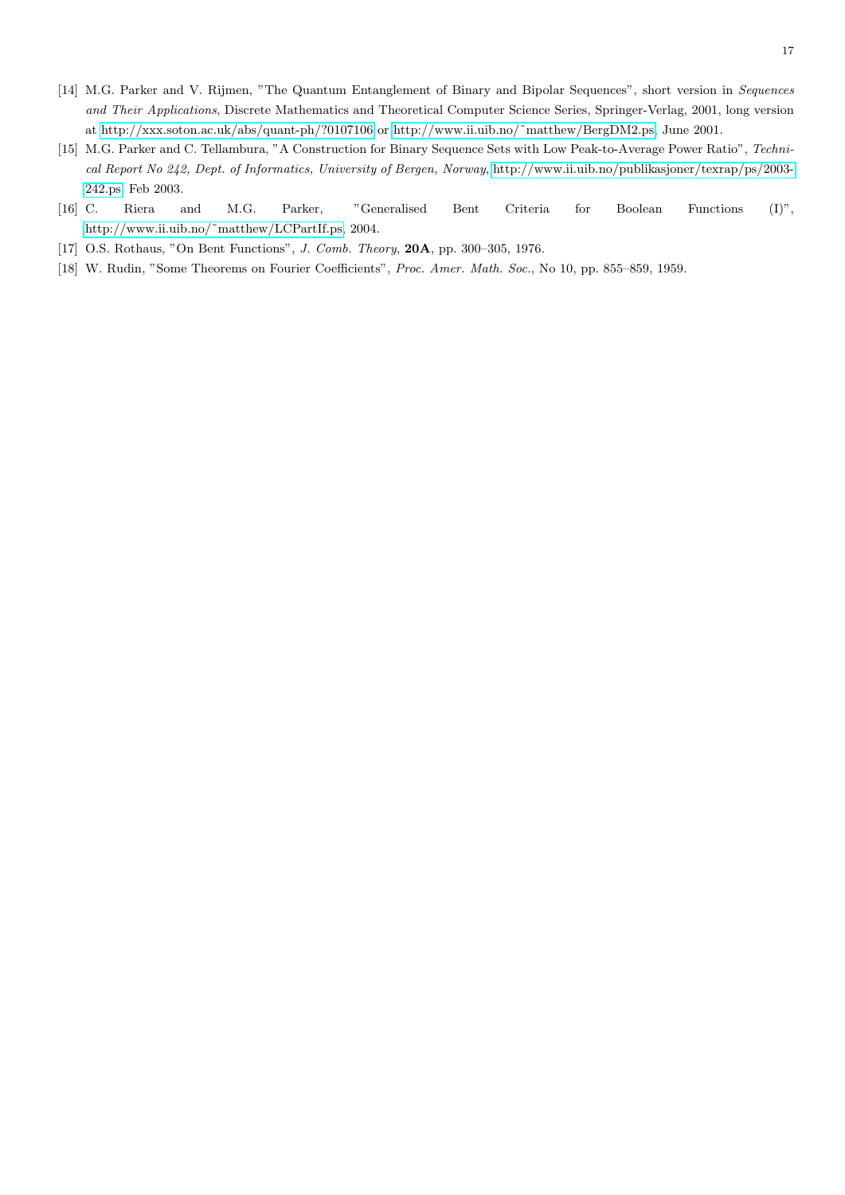[14] M.G. Parker and V. Rijmen, "The Quantum Entanglement of Binary and Bipolar Sequences", short version in *Sequences and Their Applications*, Discrete Mathematics and Theoretical Computer Science Series, Springer-Verlag, 2001, long version at http://xxx.soton.ac.uk/abs/quant-ph/?0107106 or http://www.ii.uib.no/˜matthew/BergDM2.ps, June 2001.

[15] M.G. Parker and C. Tellambura, "A Construction for Binary Sequence Sets with Low Peak-to-Average Power Ratio", *Technical Report No 242, Dept. of Informatics, University of Bergen, Norway*, http://www.ii.uib.no/publikasjoner/texrap/ps/2003-242.ps, Feb 2003.

[16] C. Riera and M.G. Parker, "Generalised Bent Criteria for Boolean Functions (I)", http://www.ii.uib.no/˜matthew/LCPartIf.ps, 2004.

[17] O.S. Rothaus, "On Bent Functions", *J. Comb. Theory*, **20A**, pp. 300–305, 1976.

[18] W. Rudin, "Some Theorems on Fourier Coefficients", *Proc. Amer. Math. Soc.*, No 10, pp. 855–859, 1959.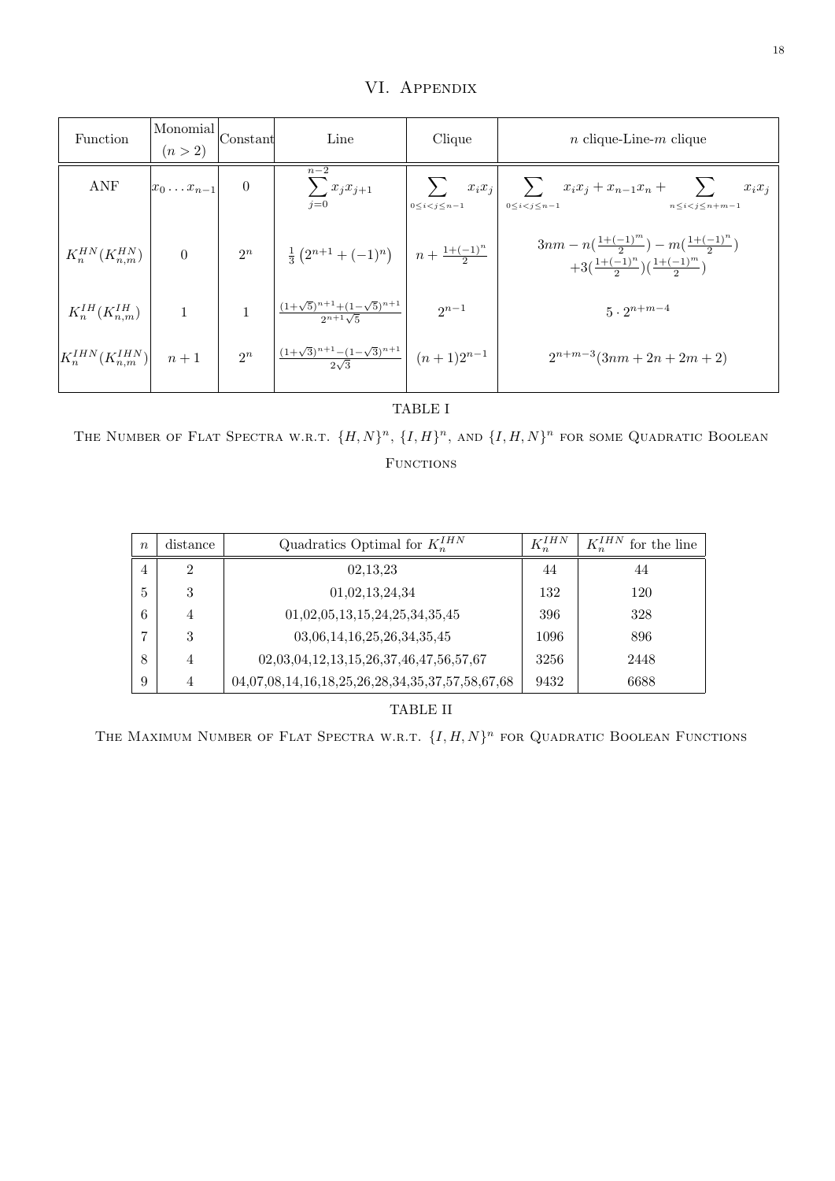## VI. Appendix

| Function | Monomial ($n > 2$) | Constant | Line | Clique | $n$ clique-Line-$m$ clique |
|---|---|---|---|---|---|
| ANF | $x_0 \ldots x_{n-1}$ | 0 | $\sum_{j=0}^{n-2} x_j x_{j+1}$ | $\sum_{0 \le i < j \le n-1} x_i x_j$ | $\sum_{0 \le i < j \le n-1} x_i x_j + x_{n-1}x_n + \sum_{n \le i < j \le n+m-1} x_i x_j$ |
| $K_n^{HN}(K_{n,m}^{HN})$ | 0 | $2^n$ | $\frac{1}{3}\left(2^{n+1} + (-1)^n\right)$ | $n + \frac{1+(-1)^n}{2}$ | $3nm - n(\frac{1+(-1)^m}{2}) - m(\frac{1+(-1)^n}{2}) + 3(\frac{1+(-1)^n}{2})(\frac{1+(-1)^m}{2})$ |
| $K_n^{IH}(K_{n,m}^{IH})$ | 1 | 1 | $\frac{(1+\sqrt{5})^{n+1} + (1-\sqrt{5})^{n+1}}{2^{n+1}\sqrt{5}}$ | $2^{n-1}$ | $5 \cdot 2^{n+m-4}$ |
| $K_n^{IHN}(K_{n,m}^{IHN})$ | $n+1$ | $2^n$ | $\frac{(1+\sqrt{3})^{n+1} - (1-\sqrt{3})^{n+1}}{2\sqrt{3}}$ | $(n+1)2^{n-1}$ | $2^{n+m-3}(3nm + 2n + 2m + 2)$ |

TABLE I

THE NUMBER OF FLAT SPECTRA W.R.T. $\{H,N\}^n$, $\{I,H\}^n$, AND $\{I,H,N\}^n$ FOR SOME QUADRATIC BOOLEAN FUNCTIONS

| $n$ | distance | Quadratics Optimal for $K_n^{IHN}$ | $K_n^{IHN}$ | $K_n^{IHN}$ for the line |
|---|---|---|---|---|
| 4 | 2 | 02,13,23 | 44 | 44 |
| 5 | 3 | 01,02,13,24,34 | 132 | 120 |
| 6 | 4 | 01,02,05,13,15,24,25,34,35,45 | 396 | 328 |
| 7 | 3 | 03,06,14,16,25,26,34,35,45 | 1096 | 896 |
| 8 | 4 | 02,03,04,12,13,15,26,37,46,47,56,57,67 | 3256 | 2448 |
| 9 | 4 | 04,07,08,14,16,18,25,26,28,34,35,37,57,58,67,68 | 9432 | 6688 |

TABLE II

THE MAXIMUM NUMBER OF FLAT SPECTRA W.R.T. $\{I,H,N\}^n$ FOR QUADRATIC BOOLEAN FUNCTIONS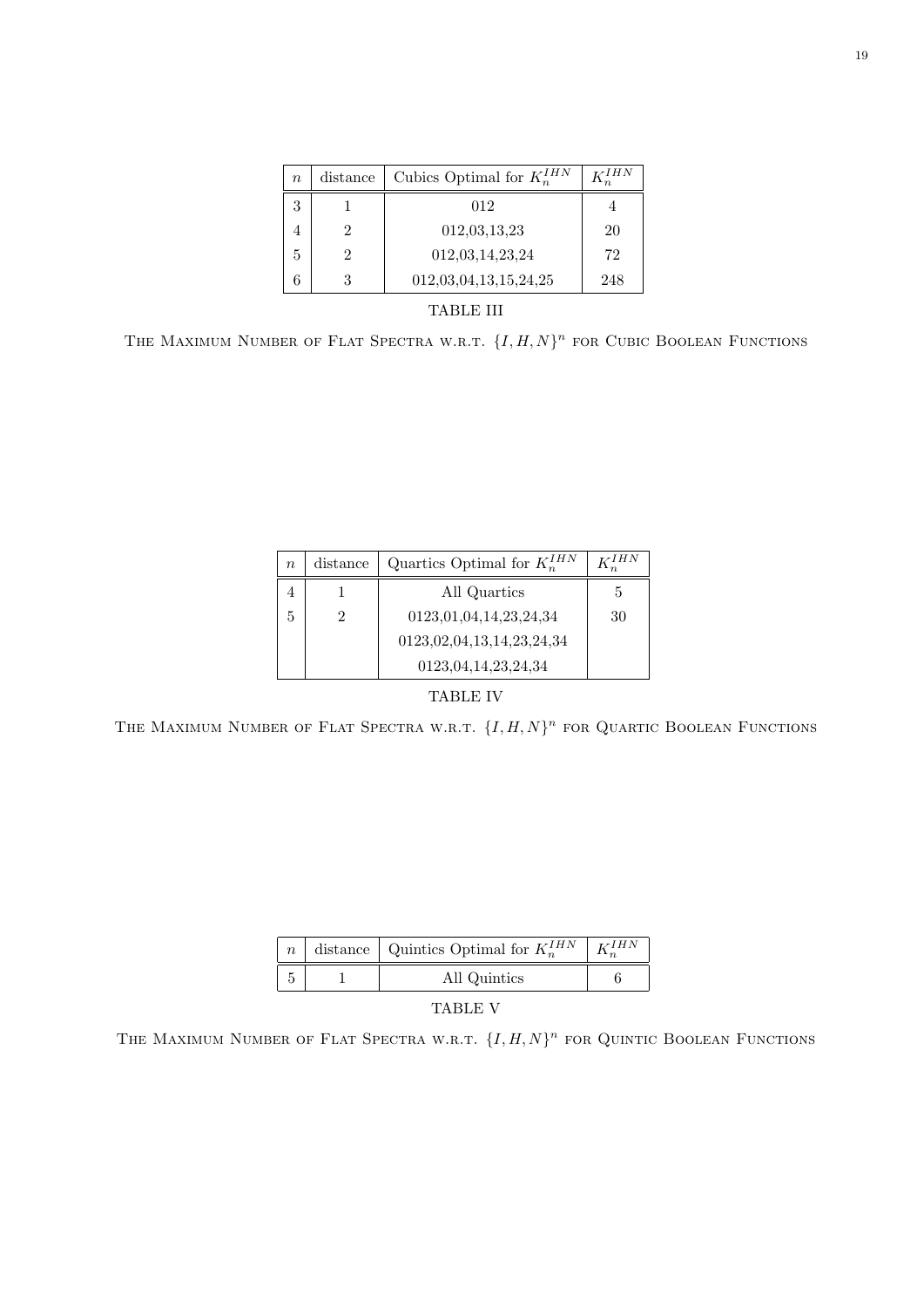| $n$ | distance | Cubics Optimal for $K_n^{IHN}$ | $K_n^{IHN}$ |
|---|---|---|---|
| 3 | 1 | 012 | 4 |
| 4 | 2 | 012,03,13,23 | 20 |
| 5 | 2 | 012,03,14,23,24 | 72 |
| 6 | 3 | 012,03,04,13,15,24,25 | 248 |

TABLE III

The Maximum Number of Flat Spectra w.r.t. $\{I, H, N\}^n$ for Cubic Boolean Functions

| $n$ | distance | Quartics Optimal for $K_n^{IHN}$ | $K_n^{IHN}$ |
|---|---|---|---|
| 4 | 1 | All Quartics | 5 |
| 5 | 2 | 0123,01,04,14,23,24,34 | 30 |
| | | 0123,02,04,13,14,23,24,34 | |
| | | 0123,04,14,23,24,34 | |

TABLE IV

The Maximum Number of Flat Spectra w.r.t. $\{I, H, N\}^n$ for Quartic Boolean Functions

| $n$ | distance | Quintics Optimal for $K_n^{IHN}$ | $K_n^{IHN}$ |
|---|---|---|---|
| 5 | 1 | All Quintics | 6 |

TABLE V

The Maximum Number of Flat Spectra w.r.t. $\{I, H, N\}^n$ for Quintic Boolean Functions